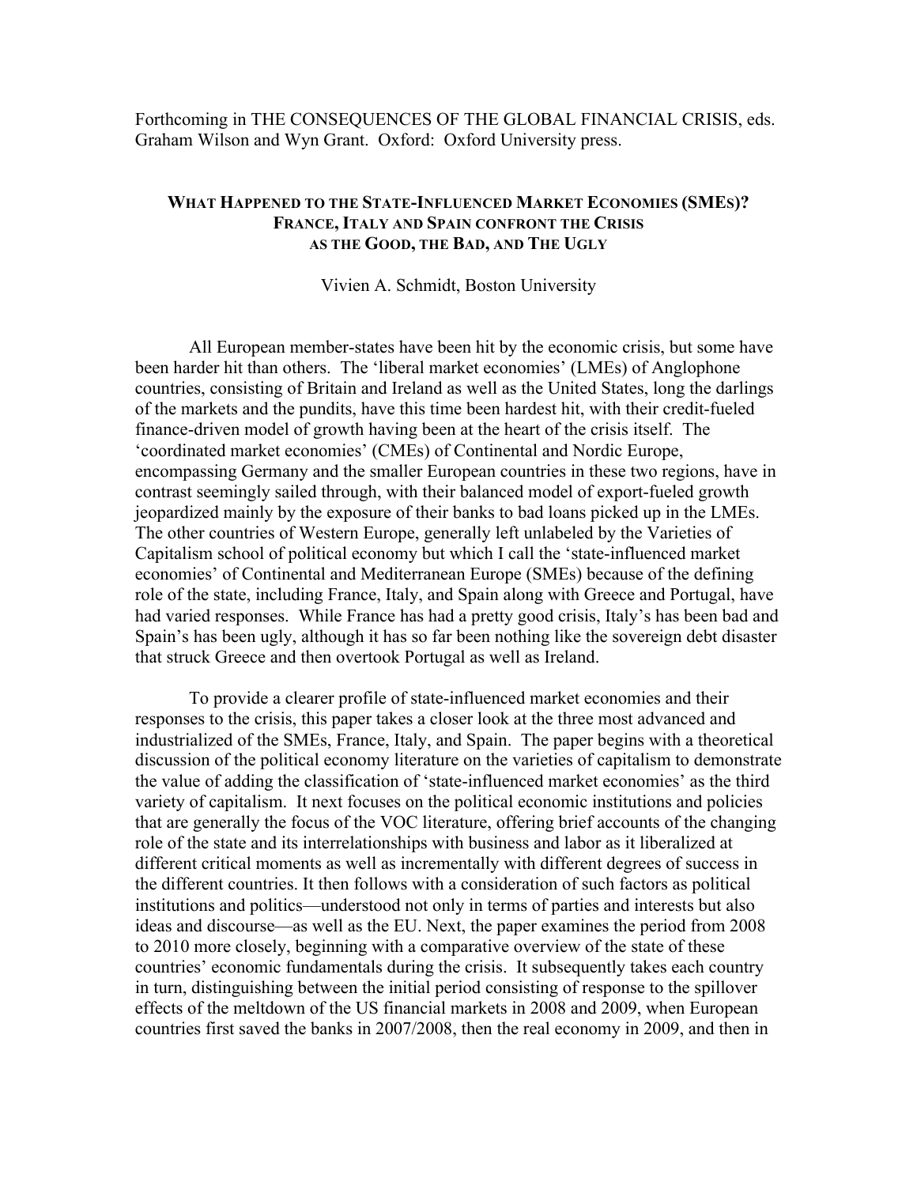Forthcoming in THE CONSEQUENCES OF THE GLOBAL FINANCIAL CRISIS, eds. Graham Wilson and Wyn Grant. Oxford: Oxford University press.

# WHAT HAPPENED TO THE STATE-INFLUENCED MARKET ECONOMIES (SMES)? FRANCE, ITALY AND SPAIN CONFRONT THE CRISIS AS THE GOOD, THE BAD, AND THE UGLY

Vivien A. Schmidt, Boston University

All European member-states have been hit by the economic crisis, but some have been harder hit than others. The 'liberal market economies' (LMEs) of Anglophone countries, consisting of Britain and Ireland as well as the United States, long the darlings of the markets and the pundits, have this time been hardest hit, with their credit-fueled finance-driven model of growth having been at the heart of the crisis itself. The 'coordinated market economies' (CMEs) of Continental and Nordic Europe, encompassing Germany and the smaller European countries in these two regions, have in contrast seemingly sailed through, with their balanced model of export-fueled growth jeopardized mainly by the exposure of their banks to bad loans picked up in the LMEs. The other countries of Western Europe, generally left unlabeled by the Varieties of Capitalism school of political economy but which I call the 'state-influenced market economies' of Continental and Mediterranean Europe (SMEs) because of the defining role of the state, including France, Italy, and Spain along with Greece and Portugal, have had varied responses. While France has had a pretty good crisis, Italy's has been bad and Spain's has been ugly, although it has so far been nothing like the sovereign debt disaster that struck Greece and then overtook Portugal as well as Ireland.

To provide a clearer profile of state-influenced market economies and their responses to the crisis, this paper takes a closer look at the three most advanced and industrialized of the SMEs, France, Italy, and Spain. The paper begins with a theoretical discussion of the political economy literature on the varieties of capitalism to demonstrate the value of adding the classification of 'state-influenced market economies' as the third variety of capitalism. It next focuses on the political economic institutions and policies that are generally the focus of the VOC literature, offering brief accounts of the changing role of the state and its interrelationships with business and labor as it liberalized at different critical moments as well as incrementally with different degrees of success in the different countries. It then follows with a consideration of such factors as political institutions and politics—understood not only in terms of parties and interests but also ideas and discourse—as well as the EU. Next, the paper examines the period from 2008 to 2010 more closely, beginning with a comparative overview of the state of these countries' economic fundamentals during the crisis. It subsequently takes each country in turn, distinguishing between the initial period consisting of response to the spillover effects of the meltdown of the US financial markets in 2008 and 2009, when European countries first saved the banks in 2007/2008, then the real economy in 2009, and then in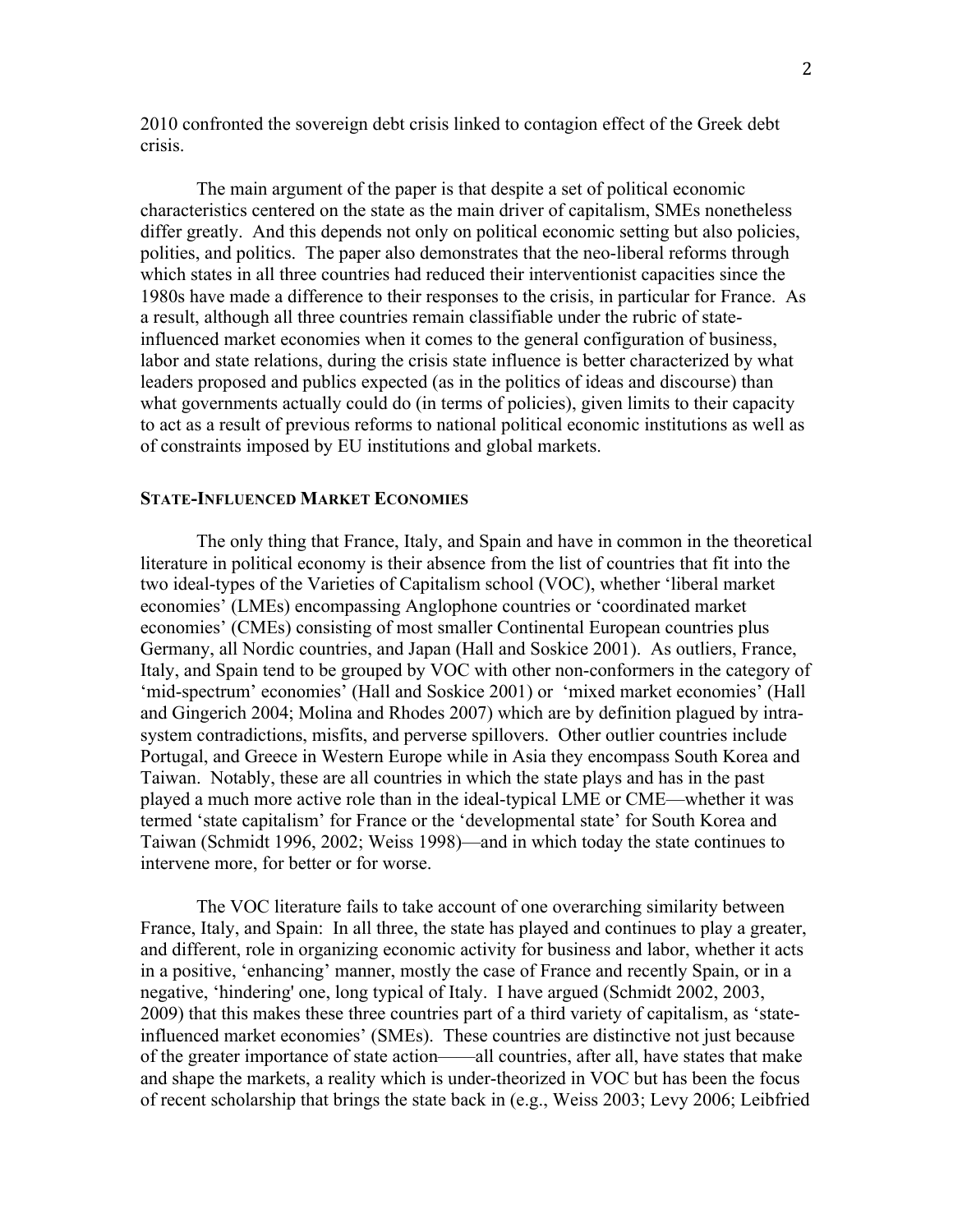2010 confronted the sovereign debt crisis linked to contagion effect of the Greek debt crisis.

The main argument of the paper is that despite a set of political economic characteristics centered on the state as the main driver of capitalism, SMEs nonetheless differ greatly. And this depends not only on political economic setting but also policies, polities, and politics. The paper also demonstrates that the neo-liberal reforms through which states in all three countries had reduced their interventionist capacities since the 1980s have made a difference to their responses to the crisis, in particular for France. As a result, although all three countries remain classifiable under the rubric of state-influenced market economies when it comes to the general configuration of business, labor and state relations, during the crisis state influence is better characterized by what leaders proposed and publics expected (as in the politics of ideas and discourse) than what governments actually could do (in terms of policies), given limits to their capacity to act as a result of previous reforms to national political economic institutions as well as of constraints imposed by EU institutions and global markets.

## STATE-INFLUENCED MARKET ECONOMIES

The only thing that France, Italy, and Spain and have in common in the theoretical literature in political economy is their absence from the list of countries that fit into the two ideal-types of the Varieties of Capitalism school (VOC), whether 'liberal market economies' (LMEs) encompassing Anglophone countries or 'coordinated market economies' (CMEs) consisting of most smaller Continental European countries plus Germany, all Nordic countries, and Japan (Hall and Soskice 2001). As outliers, France, Italy, and Spain tend to be grouped by VOC with other non-conformers in the category of 'mid-spectrum' economies' (Hall and Soskice 2001) or 'mixed market economies' (Hall and Gingerich 2004; Molina and Rhodes 2007) which are by definition plagued by intra-system contradictions, misfits, and perverse spillovers. Other outlier countries include Portugal, and Greece in Western Europe while in Asia they encompass South Korea and Taiwan. Notably, these are all countries in which the state plays and has in the past played a much more active role than in the ideal-typical LME or CME—whether it was termed 'state capitalism' for France or the 'developmental state' for South Korea and Taiwan (Schmidt 1996, 2002; Weiss 1998)—and in which today the state continues to intervene more, for better or for worse.

The VOC literature fails to take account of one overarching similarity between France, Italy, and Spain: In all three, the state has played and continues to play a greater, and different, role in organizing economic activity for business and labor, whether it acts in a positive, 'enhancing' manner, mostly the case of France and recently Spain, or in a negative, 'hindering' one, long typical of Italy. I have argued (Schmidt 2002, 2003, 2009) that this makes these three countries part of a third variety of capitalism, as 'state-influenced market economies' (SMEs). These countries are distinctive not just because of the greater importance of state action——all countries, after all, have states that make and shape the markets, a reality which is under-theorized in VOC but has been the focus of recent scholarship that brings the state back in (e.g., Weiss 2003; Levy 2006; Leibfried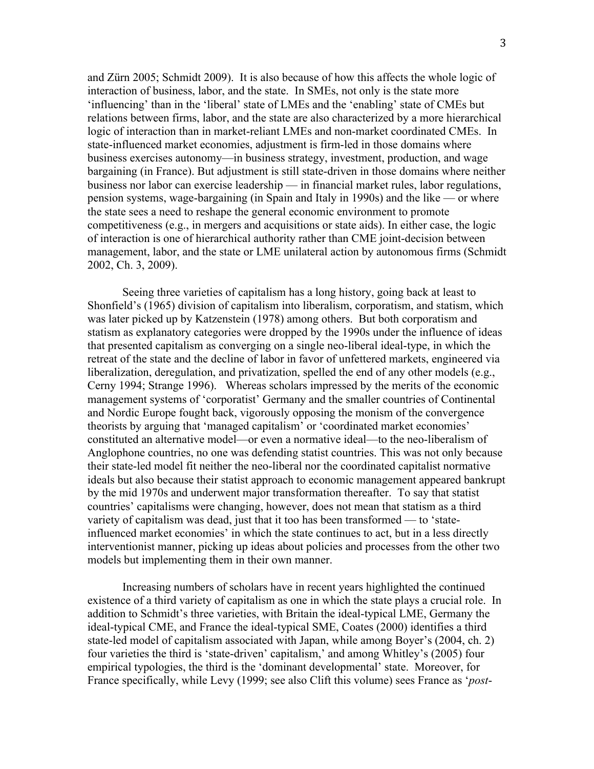and Zürn 2005; Schmidt 2009). It is also because of how this affects the whole logic of interaction of business, labor, and the state. In SMEs, not only is the state more 'influencing' than in the 'liberal' state of LMEs and the 'enabling' state of CMEs but relations between firms, labor, and the state are also characterized by a more hierarchical logic of interaction than in market-reliant LMEs and non-market coordinated CMEs. In state-influenced market economies, adjustment is firm-led in those domains where business exercises autonomy—in business strategy, investment, production, and wage bargaining (in France). But adjustment is still state-driven in those domains where neither business nor labor can exercise leadership — in financial market rules, labor regulations, pension systems, wage-bargaining (in Spain and Italy in 1990s) and the like — or where the state sees a need to reshape the general economic environment to promote competitiveness (e.g., in mergers and acquisitions or state aids). In either case, the logic of interaction is one of hierarchical authority rather than CME joint-decision between management, labor, and the state or LME unilateral action by autonomous firms (Schmidt 2002, Ch. 3, 2009).

Seeing three varieties of capitalism has a long history, going back at least to Shonfield's (1965) division of capitalism into liberalism, corporatism, and statism, which was later picked up by Katzenstein (1978) among others. But both corporatism and statism as explanatory categories were dropped by the 1990s under the influence of ideas that presented capitalism as converging on a single neo-liberal ideal-type, in which the retreat of the state and the decline of labor in favor of unfettered markets, engineered via liberalization, deregulation, and privatization, spelled the end of any other models (e.g., Cerny 1994; Strange 1996). Whereas scholars impressed by the merits of the economic management systems of 'corporatist' Germany and the smaller countries of Continental and Nordic Europe fought back, vigorously opposing the monism of the convergence theorists by arguing that 'managed capitalism' or 'coordinated market economies' constituted an alternative model—or even a normative ideal—to the neo-liberalism of Anglophone countries, no one was defending statist countries. This was not only because their state-led model fit neither the neo-liberal nor the coordinated capitalist normative ideals but also because their statist approach to economic management appeared bankrupt by the mid 1970s and underwent major transformation thereafter. To say that statist countries' capitalisms were changing, however, does not mean that statism as a third variety of capitalism was dead, just that it too has been transformed — to 'state-influenced market economies' in which the state continues to act, but in a less directly interventionist manner, picking up ideas about policies and processes from the other two models but implementing them in their own manner.

Increasing numbers of scholars have in recent years highlighted the continued existence of a third variety of capitalism as one in which the state plays a crucial role. In addition to Schmidt's three varieties, with Britain the ideal-typical LME, Germany the ideal-typical CME, and France the ideal-typical SME, Coates (2000) identifies a third state-led model of capitalism associated with Japan, while among Boyer's (2004, ch. 2) four varieties the third is 'state-driven' capitalism,' and among Whitley's (2005) four empirical typologies, the third is the 'dominant developmental' state. Moreover, for France specifically, while Levy (1999; see also Clift this volume) sees France as '*post*-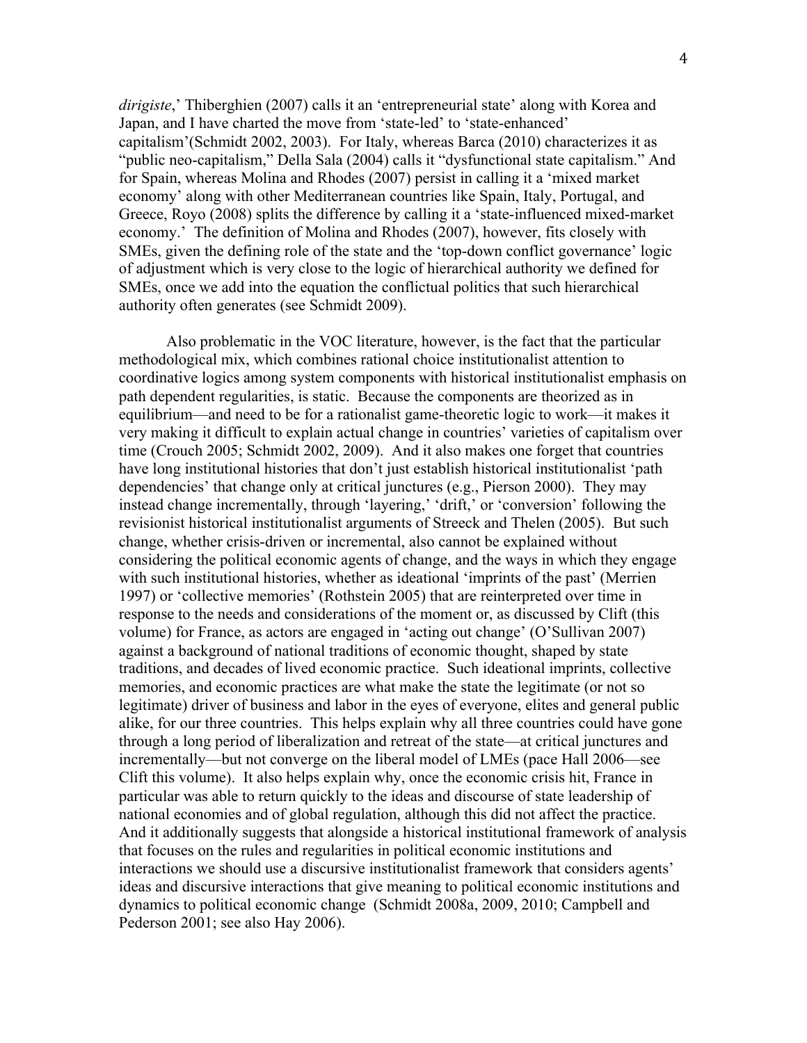*dirigiste*,' Thiberghien (2007) calls it an 'entrepreneurial state' along with Korea and Japan, and I have charted the move from 'state-led' to 'state-enhanced' capitalism'(Schmidt 2002, 2003). For Italy, whereas Barca (2010) characterizes it as "public neo-capitalism," Della Sala (2004) calls it "dysfunctional state capitalism." And for Spain, whereas Molina and Rhodes (2007) persist in calling it a 'mixed market economy' along with other Mediterranean countries like Spain, Italy, Portugal, and Greece, Royo (2008) splits the difference by calling it a 'state-influenced mixed-market economy.' The definition of Molina and Rhodes (2007), however, fits closely with SMEs, given the defining role of the state and the 'top-down conflict governance' logic of adjustment which is very close to the logic of hierarchical authority we defined for SMEs, once we add into the equation the conflictual politics that such hierarchical authority often generates (see Schmidt 2009).

Also problematic in the VOC literature, however, is the fact that the particular methodological mix, which combines rational choice institutionalist attention to coordinative logics among system components with historical institutionalist emphasis on path dependent regularities, is static. Because the components are theorized as in equilibrium—and need to be for a rationalist game-theoretic logic to work—it makes it very making it difficult to explain actual change in countries' varieties of capitalism over time (Crouch 2005; Schmidt 2002, 2009). And it also makes one forget that countries have long institutional histories that don't just establish historical institutionalist 'path dependencies' that change only at critical junctures (e.g., Pierson 2000). They may instead change incrementally, through 'layering,' 'drift,' or 'conversion' following the revisionist historical institutionalist arguments of Streeck and Thelen (2005). But such change, whether crisis-driven or incremental, also cannot be explained without considering the political economic agents of change, and the ways in which they engage with such institutional histories, whether as ideational 'imprints of the past' (Merrien 1997) or 'collective memories' (Rothstein 2005) that are reinterpreted over time in response to the needs and considerations of the moment or, as discussed by Clift (this volume) for France, as actors are engaged in 'acting out change' (O'Sullivan 2007) against a background of national traditions of economic thought, shaped by state traditions, and decades of lived economic practice. Such ideational imprints, collective memories, and economic practices are what make the state the legitimate (or not so legitimate) driver of business and labor in the eyes of everyone, elites and general public alike, for our three countries. This helps explain why all three countries could have gone through a long period of liberalization and retreat of the state—at critical junctures and incrementally—but not converge on the liberal model of LMEs (pace Hall 2006—see Clift this volume). It also helps explain why, once the economic crisis hit, France in particular was able to return quickly to the ideas and discourse of state leadership of national economies and of global regulation, although this did not affect the practice. And it additionally suggests that alongside a historical institutional framework of analysis that focuses on the rules and regularities in political economic institutions and interactions we should use a discursive institutionalist framework that considers agents' ideas and discursive interactions that give meaning to political economic institutions and dynamics to political economic change (Schmidt 2008a, 2009, 2010; Campbell and Pederson 2001; see also Hay 2006).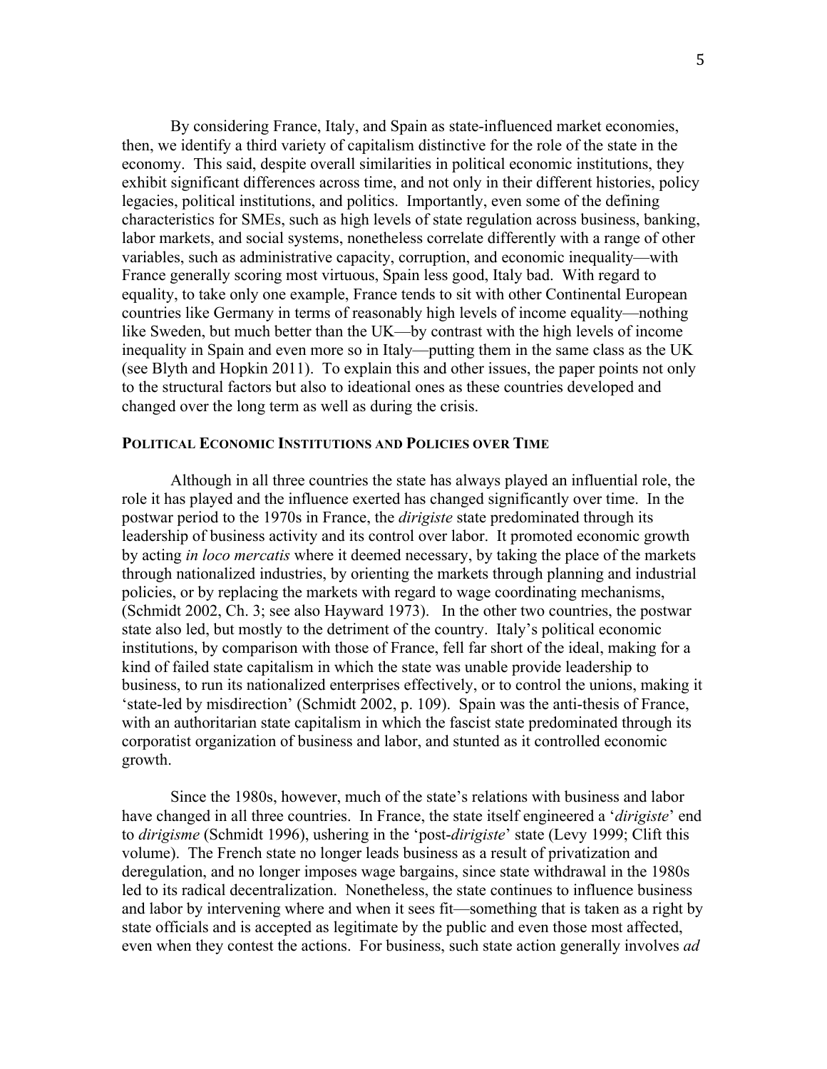By considering France, Italy, and Spain as state-influenced market economies, then, we identify a third variety of capitalism distinctive for the role of the state in the economy. This said, despite overall similarities in political economic institutions, they exhibit significant differences across time, and not only in their different histories, policy legacies, political institutions, and politics. Importantly, even some of the defining characteristics for SMEs, such as high levels of state regulation across business, banking, labor markets, and social systems, nonetheless correlate differently with a range of other variables, such as administrative capacity, corruption, and economic inequality—with France generally scoring most virtuous, Spain less good, Italy bad. With regard to equality, to take only one example, France tends to sit with other Continental European countries like Germany in terms of reasonably high levels of income equality—nothing like Sweden, but much better than the UK—by contrast with the high levels of income inequality in Spain and even more so in Italy—putting them in the same class as the UK (see Blyth and Hopkin 2011). To explain this and other issues, the paper points not only to the structural factors but also to ideational ones as these countries developed and changed over the long term as well as during the crisis.

## POLITICAL ECONOMIC INSTITUTIONS AND POLICIES OVER TIME

Although in all three countries the state has always played an influential role, the role it has played and the influence exerted has changed significantly over time. In the postwar period to the 1970s in France, the *dirigiste* state predominated through its leadership of business activity and its control over labor. It promoted economic growth by acting *in loco mercatis* where it deemed necessary, by taking the place of the markets through nationalized industries, by orienting the markets through planning and industrial policies, or by replacing the markets with regard to wage coordinating mechanisms, (Schmidt 2002, Ch. 3; see also Hayward 1973). In the other two countries, the postwar state also led, but mostly to the detriment of the country. Italy's political economic institutions, by comparison with those of France, fell far short of the ideal, making for a kind of failed state capitalism in which the state was unable provide leadership to business, to run its nationalized enterprises effectively, or to control the unions, making it 'state-led by misdirection' (Schmidt 2002, p. 109). Spain was the anti-thesis of France, with an authoritarian state capitalism in which the fascist state predominated through its corporatist organization of business and labor, and stunted as it controlled economic growth.

Since the 1980s, however, much of the state's relations with business and labor have changed in all three countries. In France, the state itself engineered a '*dirigiste*' end to *dirigisme* (Schmidt 1996), ushering in the 'post-*dirigiste*' state (Levy 1999; Clift this volume). The French state no longer leads business as a result of privatization and deregulation, and no longer imposes wage bargains, since state withdrawal in the 1980s led to its radical decentralization. Nonetheless, the state continues to influence business and labor by intervening where and when it sees fit—something that is taken as a right by state officials and is accepted as legitimate by the public and even those most affected, even when they contest the actions. For business, such state action generally involves *ad*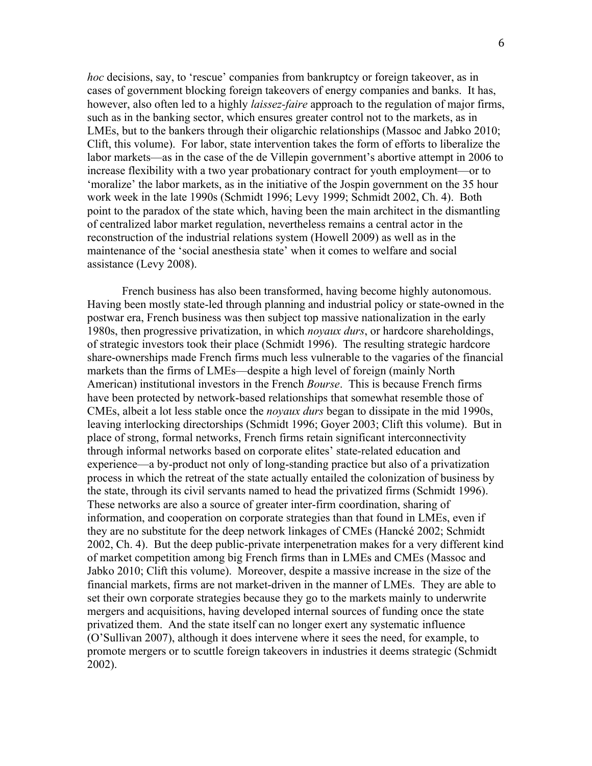*hoc* decisions, say, to 'rescue' companies from bankruptcy or foreign takeover, as in cases of government blocking foreign takeovers of energy companies and banks. It has, however, also often led to a highly *laissez-faire* approach to the regulation of major firms, such as in the banking sector, which ensures greater control not to the markets, as in LMEs, but to the bankers through their oligarchic relationships (Massoc and Jabko 2010; Clift, this volume). For labor, state intervention takes the form of efforts to liberalize the labor markets—as in the case of the de Villepin government's abortive attempt in 2006 to increase flexibility with a two year probationary contract for youth employment—or to 'moralize' the labor markets, as in the initiative of the Jospin government on the 35 hour work week in the late 1990s (Schmidt 1996; Levy 1999; Schmidt 2002, Ch. 4). Both point to the paradox of the state which, having been the main architect in the dismantling of centralized labor market regulation, nevertheless remains a central actor in the reconstruction of the industrial relations system (Howell 2009) as well as in the maintenance of the 'social anesthesia state' when it comes to welfare and social assistance (Levy 2008).

French business has also been transformed, having become highly autonomous. Having been mostly state-led through planning and industrial policy or state-owned in the postwar era, French business was then subject top massive nationalization in the early 1980s, then progressive privatization, in which *noyaux durs*, or hardcore shareholdings, of strategic investors took their place (Schmidt 1996). The resulting strategic hardcore share-ownerships made French firms much less vulnerable to the vagaries of the financial markets than the firms of LMEs—despite a high level of foreign (mainly North American) institutional investors in the French *Bourse*. This is because French firms have been protected by network-based relationships that somewhat resemble those of CMEs, albeit a lot less stable once the *noyaux durs* began to dissipate in the mid 1990s, leaving interlocking directorships (Schmidt 1996; Goyer 2003; Clift this volume). But in place of strong, formal networks, French firms retain significant interconnectivity through informal networks based on corporate elites' state-related education and experience—a by-product not only of long-standing practice but also of a privatization process in which the retreat of the state actually entailed the colonization of business by the state, through its civil servants named to head the privatized firms (Schmidt 1996). These networks are also a source of greater inter-firm coordination, sharing of information, and cooperation on corporate strategies than that found in LMEs, even if they are no substitute for the deep network linkages of CMEs (Hancké 2002; Schmidt 2002, Ch. 4). But the deep public-private interpenetration makes for a very different kind of market competition among big French firms than in LMEs and CMEs (Massoc and Jabko 2010; Clift this volume). Moreover, despite a massive increase in the size of the financial markets, firms are not market-driven in the manner of LMEs. They are able to set their own corporate strategies because they go to the markets mainly to underwrite mergers and acquisitions, having developed internal sources of funding once the state privatized them. And the state itself can no longer exert any systematic influence (O'Sullivan 2007), although it does intervene where it sees the need, for example, to promote mergers or to scuttle foreign takeovers in industries it deems strategic (Schmidt 2002).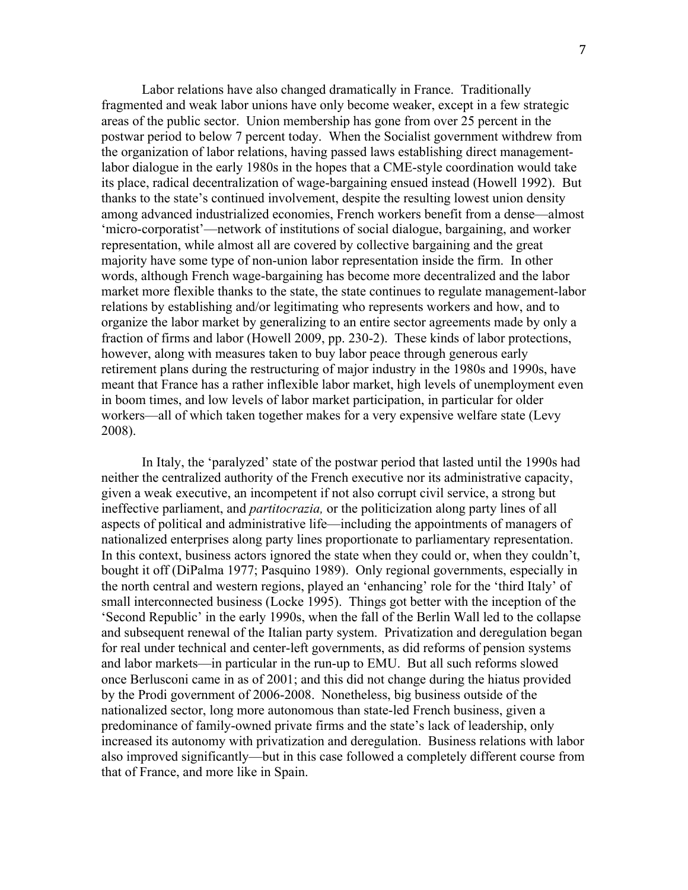Labor relations have also changed dramatically in France. Traditionally fragmented and weak labor unions have only become weaker, except in a few strategic areas of the public sector. Union membership has gone from over 25 percent in the postwar period to below 7 percent today. When the Socialist government withdrew from the organization of labor relations, having passed laws establishing direct management-labor dialogue in the early 1980s in the hopes that a CME-style coordination would take its place, radical decentralization of wage-bargaining ensued instead (Howell 1992). But thanks to the state's continued involvement, despite the resulting lowest union density among advanced industrialized economies, French workers benefit from a dense—almost 'micro-corporatist'—network of institutions of social dialogue, bargaining, and worker representation, while almost all are covered by collective bargaining and the great majority have some type of non-union labor representation inside the firm. In other words, although French wage-bargaining has become more decentralized and the labor market more flexible thanks to the state, the state continues to regulate management-labor relations by establishing and/or legitimating who represents workers and how, and to organize the labor market by generalizing to an entire sector agreements made by only a fraction of firms and labor (Howell 2009, pp. 230-2). These kinds of labor protections, however, along with measures taken to buy labor peace through generous early retirement plans during the restructuring of major industry in the 1980s and 1990s, have meant that France has a rather inflexible labor market, high levels of unemployment even in boom times, and low levels of labor market participation, in particular for older workers—all of which taken together makes for a very expensive welfare state (Levy 2008).

In Italy, the 'paralyzed' state of the postwar period that lasted until the 1990s had neither the centralized authority of the French executive nor its administrative capacity, given a weak executive, an incompetent if not also corrupt civil service, a strong but ineffective parliament, and *partitocrazia,* or the politicization along party lines of all aspects of political and administrative life—including the appointments of managers of nationalized enterprises along party lines proportionate to parliamentary representation. In this context, business actors ignored the state when they could or, when they couldn't, bought it off (DiPalma 1977; Pasquino 1989). Only regional governments, especially in the north central and western regions, played an 'enhancing' role for the 'third Italy' of small interconnected business (Locke 1995). Things got better with the inception of the 'Second Republic' in the early 1990s, when the fall of the Berlin Wall led to the collapse and subsequent renewal of the Italian party system. Privatization and deregulation began for real under technical and center-left governments, as did reforms of pension systems and labor markets—in particular in the run-up to EMU. But all such reforms slowed once Berlusconi came in as of 2001; and this did not change during the hiatus provided by the Prodi government of 2006-2008. Nonetheless, big business outside of the nationalized sector, long more autonomous than state-led French business, given a predominance of family-owned private firms and the state's lack of leadership, only increased its autonomy with privatization and deregulation. Business relations with labor also improved significantly—but in this case followed a completely different course from that of France, and more like in Spain.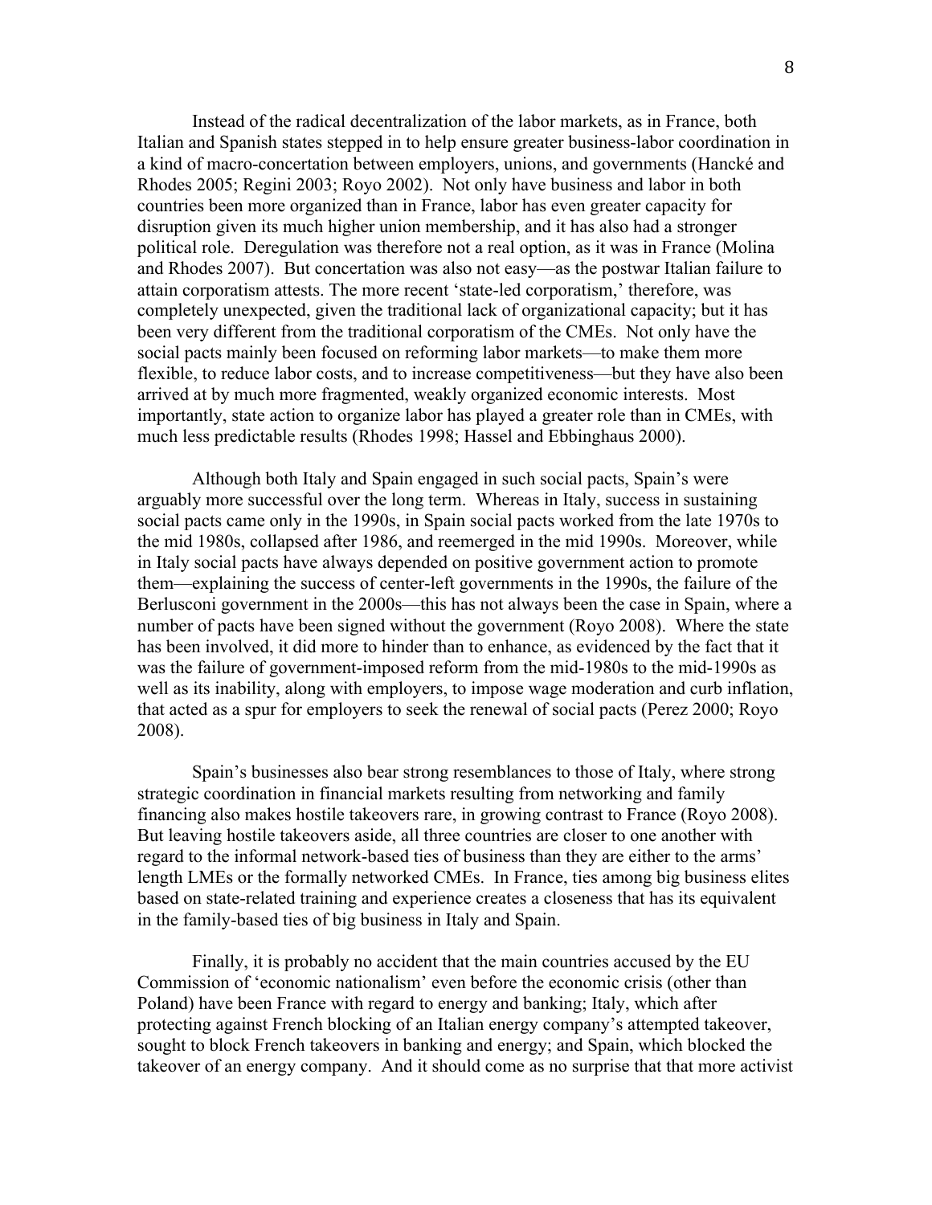Instead of the radical decentralization of the labor markets, as in France, both Italian and Spanish states stepped in to help ensure greater business-labor coordination in a kind of macro-concertation between employers, unions, and governments (Hancké and Rhodes 2005; Regini 2003; Royo 2002). Not only have business and labor in both countries been more organized than in France, labor has even greater capacity for disruption given its much higher union membership, and it has also had a stronger political role. Deregulation was therefore not a real option, as it was in France (Molina and Rhodes 2007). But concertation was also not easy—as the postwar Italian failure to attain corporatism attests. The more recent 'state-led corporatism,' therefore, was completely unexpected, given the traditional lack of organizational capacity; but it has been very different from the traditional corporatism of the CMEs. Not only have the social pacts mainly been focused on reforming labor markets—to make them more flexible, to reduce labor costs, and to increase competitiveness—but they have also been arrived at by much more fragmented, weakly organized economic interests. Most importantly, state action to organize labor has played a greater role than in CMEs, with much less predictable results (Rhodes 1998; Hassel and Ebbinghaus 2000).

Although both Italy and Spain engaged in such social pacts, Spain's were arguably more successful over the long term. Whereas in Italy, success in sustaining social pacts came only in the 1990s, in Spain social pacts worked from the late 1970s to the mid 1980s, collapsed after 1986, and reemerged in the mid 1990s. Moreover, while in Italy social pacts have always depended on positive government action to promote them—explaining the success of center-left governments in the 1990s, the failure of the Berlusconi government in the 2000s—this has not always been the case in Spain, where a number of pacts have been signed without the government (Royo 2008). Where the state has been involved, it did more to hinder than to enhance, as evidenced by the fact that it was the failure of government-imposed reform from the mid-1980s to the mid-1990s as well as its inability, along with employers, to impose wage moderation and curb inflation, that acted as a spur for employers to seek the renewal of social pacts (Perez 2000; Royo 2008).

Spain's businesses also bear strong resemblances to those of Italy, where strong strategic coordination in financial markets resulting from networking and family financing also makes hostile takeovers rare, in growing contrast to France (Royo 2008). But leaving hostile takeovers aside, all three countries are closer to one another with regard to the informal network-based ties of business than they are either to the arms' length LMEs or the formally networked CMEs. In France, ties among big business elites based on state-related training and experience creates a closeness that has its equivalent in the family-based ties of big business in Italy and Spain.

Finally, it is probably no accident that the main countries accused by the EU Commission of 'economic nationalism' even before the economic crisis (other than Poland) have been France with regard to energy and banking; Italy, which after protecting against French blocking of an Italian energy company's attempted takeover, sought to block French takeovers in banking and energy; and Spain, which blocked the takeover of an energy company. And it should come as no surprise that that more activist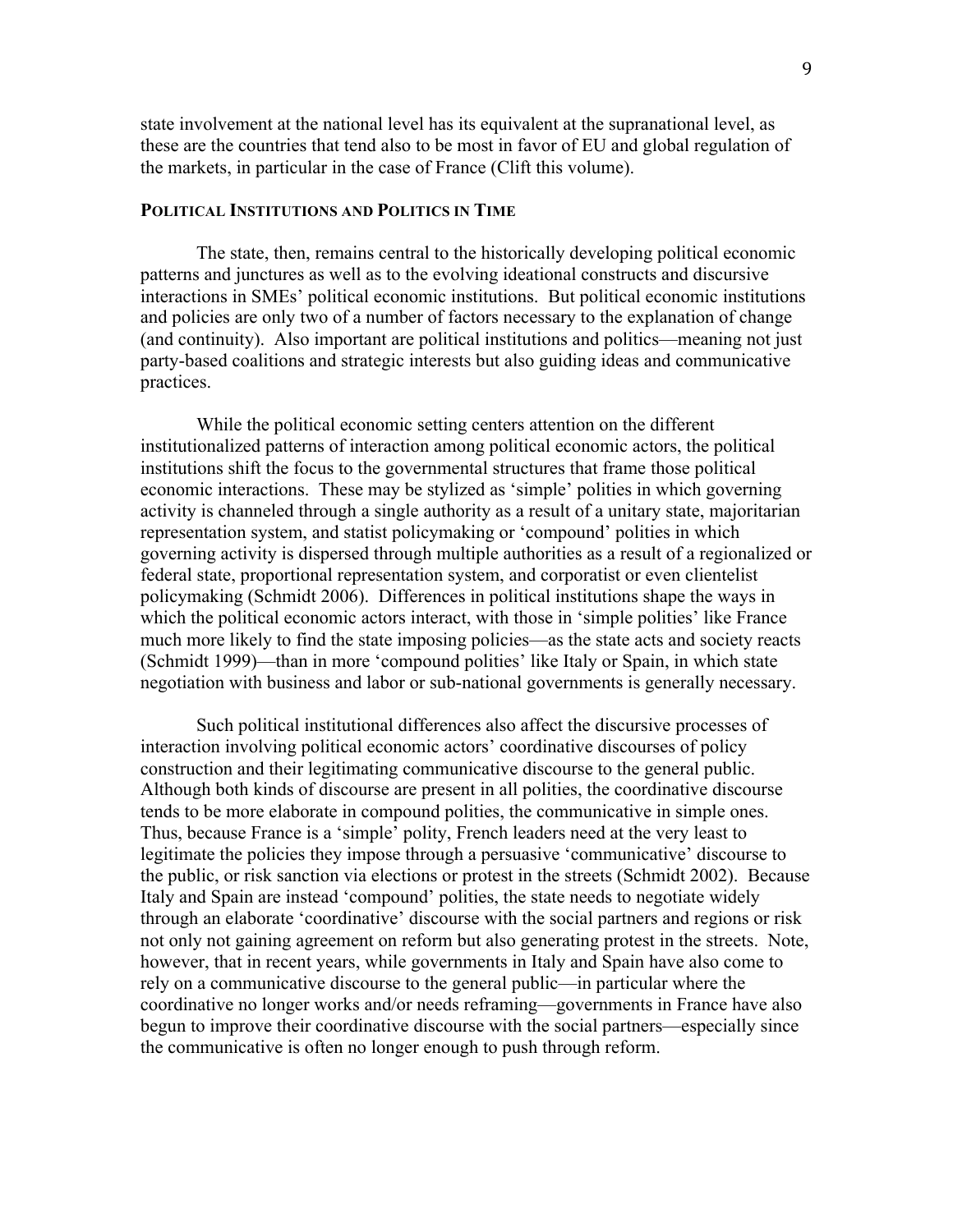state involvement at the national level has its equivalent at the supranational level, as these are the countries that tend also to be most in favor of EU and global regulation of the markets, in particular in the case of France (Clift this volume).

## Political Institutions and Politics in Time

The state, then, remains central to the historically developing political economic patterns and junctures as well as to the evolving ideational constructs and discursive interactions in SMEs' political economic institutions. But political economic institutions and policies are only two of a number of factors necessary to the explanation of change (and continuity). Also important are political institutions and politics—meaning not just party-based coalitions and strategic interests but also guiding ideas and communicative practices.

While the political economic setting centers attention on the different institutionalized patterns of interaction among political economic actors, the political institutions shift the focus to the governmental structures that frame those political economic interactions. These may be stylized as 'simple' polities in which governing activity is channeled through a single authority as a result of a unitary state, majoritarian representation system, and statist policymaking or 'compound' polities in which governing activity is dispersed through multiple authorities as a result of a regionalized or federal state, proportional representation system, and corporatist or even clientelist policymaking (Schmidt 2006). Differences in political institutions shape the ways in which the political economic actors interact, with those in 'simple polities' like France much more likely to find the state imposing policies—as the state acts and society reacts (Schmidt 1999)—than in more 'compound polities' like Italy or Spain, in which state negotiation with business and labor or sub-national governments is generally necessary.

Such political institutional differences also affect the discursive processes of interaction involving political economic actors' coordinative discourses of policy construction and their legitimating communicative discourse to the general public. Although both kinds of discourse are present in all polities, the coordinative discourse tends to be more elaborate in compound polities, the communicative in simple ones. Thus, because France is a 'simple' polity, French leaders need at the very least to legitimate the policies they impose through a persuasive 'communicative' discourse to the public, or risk sanction via elections or protest in the streets (Schmidt 2002). Because Italy and Spain are instead 'compound' polities, the state needs to negotiate widely through an elaborate 'coordinative' discourse with the social partners and regions or risk not only not gaining agreement on reform but also generating protest in the streets. Note, however, that in recent years, while governments in Italy and Spain have also come to rely on a communicative discourse to the general public—in particular where the coordinative no longer works and/or needs reframing—governments in France have also begun to improve their coordinative discourse with the social partners—especially since the communicative is often no longer enough to push through reform.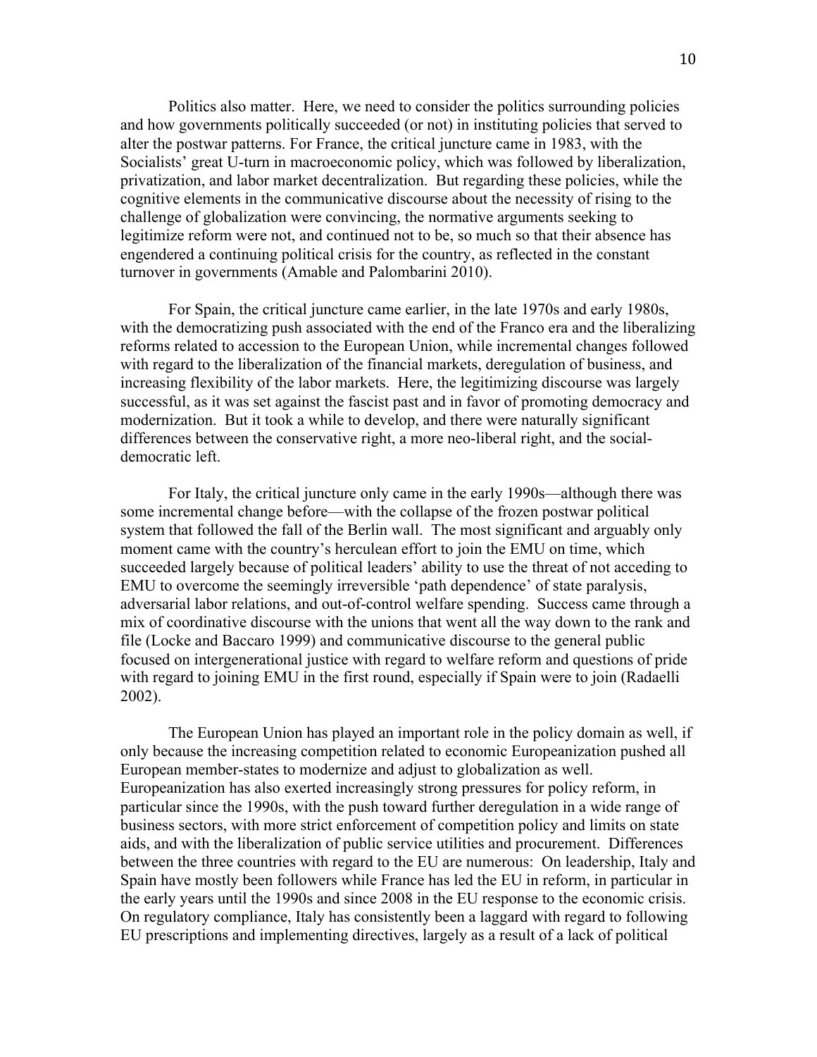Politics also matter. Here, we need to consider the politics surrounding policies and how governments politically succeeded (or not) in instituting policies that served to alter the postwar patterns. For France, the critical juncture came in 1983, with the Socialists' great U-turn in macroeconomic policy, which was followed by liberalization, privatization, and labor market decentralization. But regarding these policies, while the cognitive elements in the communicative discourse about the necessity of rising to the challenge of globalization were convincing, the normative arguments seeking to legitimize reform were not, and continued not to be, so much so that their absence has engendered a continuing political crisis for the country, as reflected in the constant turnover in governments (Amable and Palombarini 2010).

For Spain, the critical juncture came earlier, in the late 1970s and early 1980s, with the democratizing push associated with the end of the Franco era and the liberalizing reforms related to accession to the European Union, while incremental changes followed with regard to the liberalization of the financial markets, deregulation of business, and increasing flexibility of the labor markets. Here, the legitimizing discourse was largely successful, as it was set against the fascist past and in favor of promoting democracy and modernization. But it took a while to develop, and there were naturally significant differences between the conservative right, a more neo-liberal right, and the social-democratic left.

For Italy, the critical juncture only came in the early 1990s—although there was some incremental change before—with the collapse of the frozen postwar political system that followed the fall of the Berlin wall. The most significant and arguably only moment came with the country's herculean effort to join the EMU on time, which succeeded largely because of political leaders' ability to use the threat of not acceding to EMU to overcome the seemingly irreversible 'path dependence' of state paralysis, adversarial labor relations, and out-of-control welfare spending. Success came through a mix of coordinative discourse with the unions that went all the way down to the rank and file (Locke and Baccaro 1999) and communicative discourse to the general public focused on intergenerational justice with regard to welfare reform and questions of pride with regard to joining EMU in the first round, especially if Spain were to join (Radaelli 2002).

The European Union has played an important role in the policy domain as well, if only because the increasing competition related to economic Europeanization pushed all European member-states to modernize and adjust to globalization as well. Europeanization has also exerted increasingly strong pressures for policy reform, in particular since the 1990s, with the push toward further deregulation in a wide range of business sectors, with more strict enforcement of competition policy and limits on state aids, and with the liberalization of public service utilities and procurement. Differences between the three countries with regard to the EU are numerous: On leadership, Italy and Spain have mostly been followers while France has led the EU in reform, in particular in the early years until the 1990s and since 2008 in the EU response to the economic crisis. On regulatory compliance, Italy has consistently been a laggard with regard to following EU prescriptions and implementing directives, largely as a result of a lack of political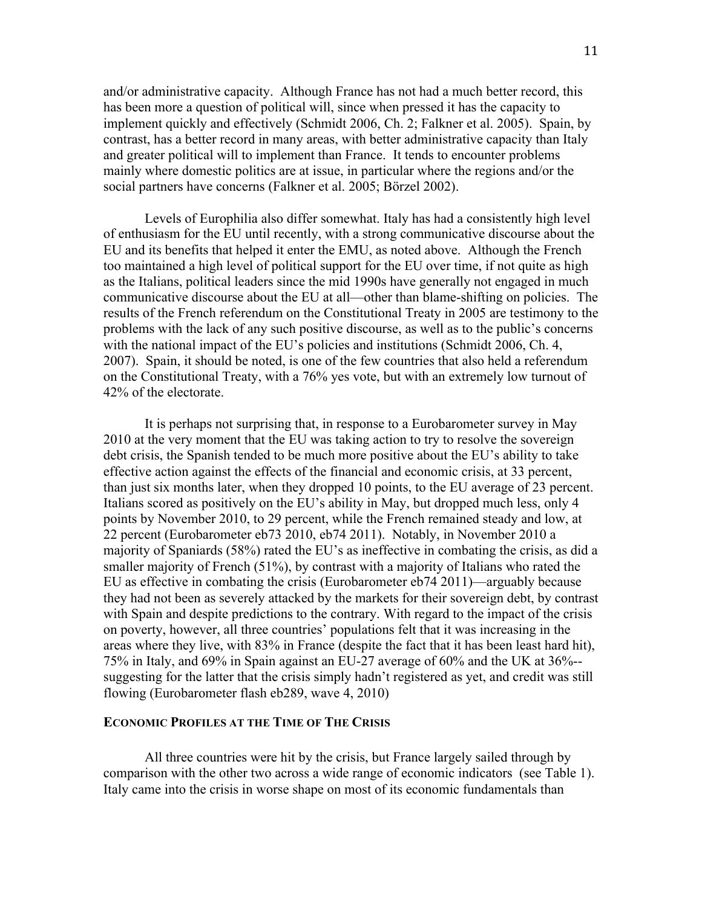and/or administrative capacity. Although France has not had a much better record, this has been more a question of political will, since when pressed it has the capacity to implement quickly and effectively (Schmidt 2006, Ch. 2; Falkner et al. 2005). Spain, by contrast, has a better record in many areas, with better administrative capacity than Italy and greater political will to implement than France. It tends to encounter problems mainly where domestic politics are at issue, in particular where the regions and/or the social partners have concerns (Falkner et al. 2005; Börzel 2002).

Levels of Europhilia also differ somewhat. Italy has had a consistently high level of enthusiasm for the EU until recently, with a strong communicative discourse about the EU and its benefits that helped it enter the EMU, as noted above. Although the French too maintained a high level of political support for the EU over time, if not quite as high as the Italians, political leaders since the mid 1990s have generally not engaged in much communicative discourse about the EU at all—other than blame-shifting on policies. The results of the French referendum on the Constitutional Treaty in 2005 are testimony to the problems with the lack of any such positive discourse, as well as to the public's concerns with the national impact of the EU's policies and institutions (Schmidt 2006, Ch. 4, 2007). Spain, it should be noted, is one of the few countries that also held a referendum on the Constitutional Treaty, with a 76% yes vote, but with an extremely low turnout of 42% of the electorate.

It is perhaps not surprising that, in response to a Eurobarometer survey in May 2010 at the very moment that the EU was taking action to try to resolve the sovereign debt crisis, the Spanish tended to be much more positive about the EU's ability to take effective action against the effects of the financial and economic crisis, at 33 percent, than just six months later, when they dropped 10 points, to the EU average of 23 percent. Italians scored as positively on the EU's ability in May, but dropped much less, only 4 points by November 2010, to 29 percent, while the French remained steady and low, at 22 percent (Eurobarometer eb73 2010, eb74 2011). Notably, in November 2010 a majority of Spaniards (58%) rated the EU's as ineffective in combating the crisis, as did a smaller majority of French (51%), by contrast with a majority of Italians who rated the EU as effective in combating the crisis (Eurobarometer eb74 2011)—arguably because they had not been as severely attacked by the markets for their sovereign debt, by contrast with Spain and despite predictions to the contrary. With regard to the impact of the crisis on poverty, however, all three countries' populations felt that it was increasing in the areas where they live, with 83% in France (despite the fact that it has been least hard hit), 75% in Italy, and 69% in Spain against an EU-27 average of 60% and the UK at 36%--suggesting for the latter that the crisis simply hadn't registered as yet, and credit was still flowing (Eurobarometer flash eb289, wave 4, 2010)

## Economic Profiles at the Time of The Crisis

All three countries were hit by the crisis, but France largely sailed through by comparison with the other two across a wide range of economic indicators (see Table 1). Italy came into the crisis in worse shape on most of its economic fundamentals than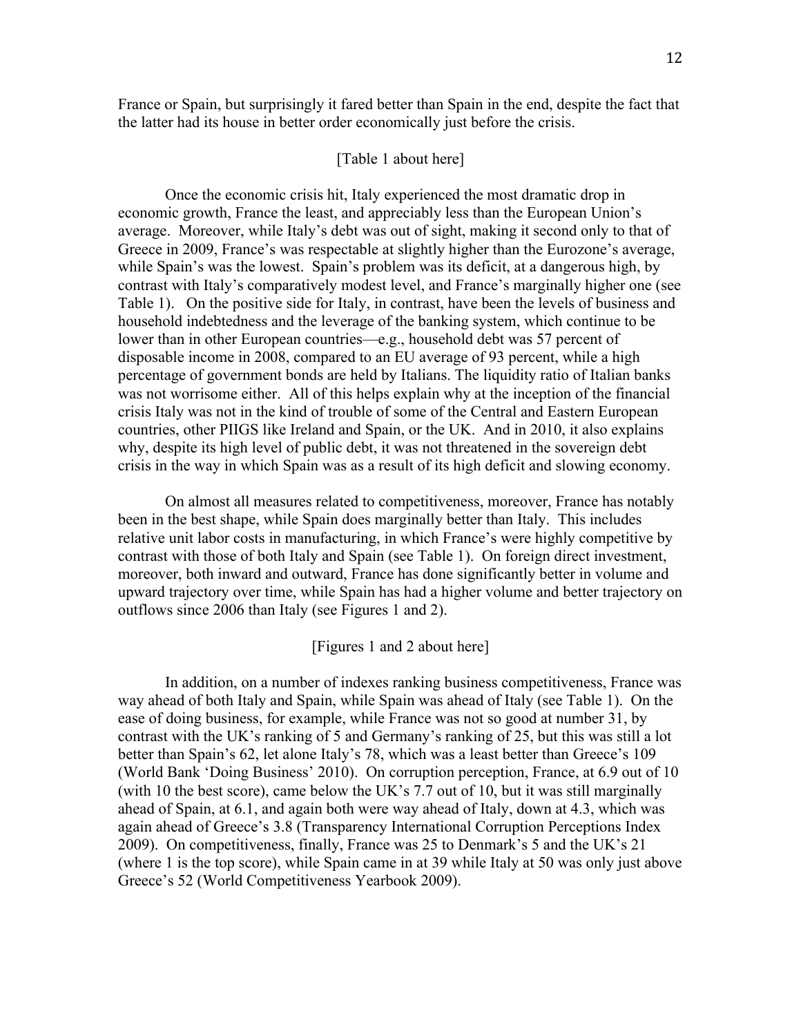France or Spain, but surprisingly it fared better than Spain in the end, despite the fact that the latter had its house in better order economically just before the crisis.

[Table 1 about here]

Once the economic crisis hit, Italy experienced the most dramatic drop in economic growth, France the least, and appreciably less than the European Union's average. Moreover, while Italy's debt was out of sight, making it second only to that of Greece in 2009, France's was respectable at slightly higher than the Eurozone's average, while Spain's was the lowest. Spain's problem was its deficit, at a dangerous high, by contrast with Italy's comparatively modest level, and France's marginally higher one (see Table 1). On the positive side for Italy, in contrast, have been the levels of business and household indebtedness and the leverage of the banking system, which continue to be lower than in other European countries—e.g., household debt was 57 percent of disposable income in 2008, compared to an EU average of 93 percent, while a high percentage of government bonds are held by Italians. The liquidity ratio of Italian banks was not worrisome either. All of this helps explain why at the inception of the financial crisis Italy was not in the kind of trouble of some of the Central and Eastern European countries, other PIIGS like Ireland and Spain, or the UK. And in 2010, it also explains why, despite its high level of public debt, it was not threatened in the sovereign debt crisis in the way in which Spain was as a result of its high deficit and slowing economy.

On almost all measures related to competitiveness, moreover, France has notably been in the best shape, while Spain does marginally better than Italy. This includes relative unit labor costs in manufacturing, in which France's were highly competitive by contrast with those of both Italy and Spain (see Table 1). On foreign direct investment, moreover, both inward and outward, France has done significantly better in volume and upward trajectory over time, while Spain has had a higher volume and better trajectory on outflows since 2006 than Italy (see Figures 1 and 2).

[Figures 1 and 2 about here]

In addition, on a number of indexes ranking business competitiveness, France was way ahead of both Italy and Spain, while Spain was ahead of Italy (see Table 1). On the ease of doing business, for example, while France was not so good at number 31, by contrast with the UK's ranking of 5 and Germany's ranking of 25, but this was still a lot better than Spain's 62, let alone Italy's 78, which was a least better than Greece's 109 (World Bank 'Doing Business' 2010). On corruption perception, France, at 6.9 out of 10 (with 10 the best score), came below the UK's 7.7 out of 10, but it was still marginally ahead of Spain, at 6.1, and again both were way ahead of Italy, down at 4.3, which was again ahead of Greece's 3.8 (Transparency International Corruption Perceptions Index 2009). On competitiveness, finally, France was 25 to Denmark's 5 and the UK's 21 (where 1 is the top score), while Spain came in at 39 while Italy at 50 was only just above Greece's 52 (World Competitiveness Yearbook 2009).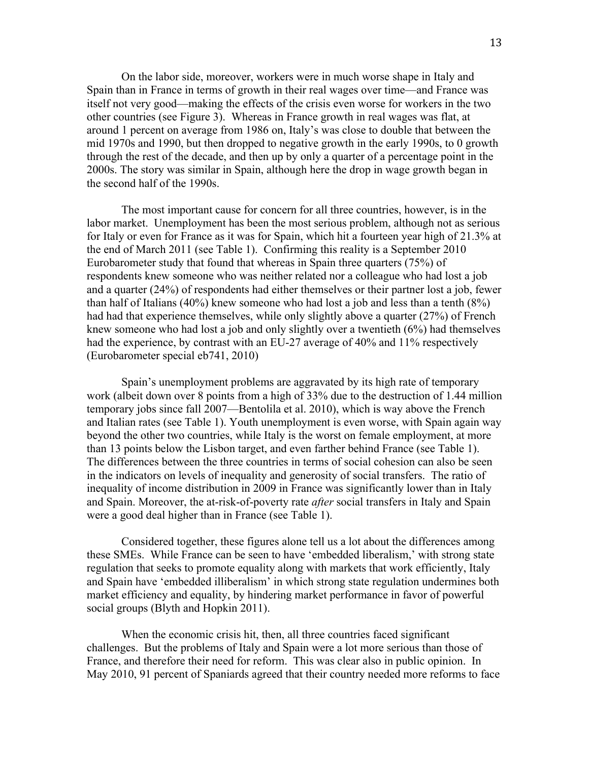On the labor side, moreover, workers were in much worse shape in Italy and Spain than in France in terms of growth in their real wages over time—and France was itself not very good—making the effects of the crisis even worse for workers in the two other countries (see Figure 3). Whereas in France growth in real wages was flat, at around 1 percent on average from 1986 on, Italy's was close to double that between the mid 1970s and 1990, but then dropped to negative growth in the early 1990s, to 0 growth through the rest of the decade, and then up by only a quarter of a percentage point in the 2000s. The story was similar in Spain, although here the drop in wage growth began in the second half of the 1990s.

The most important cause for concern for all three countries, however, is in the labor market. Unemployment has been the most serious problem, although not as serious for Italy or even for France as it was for Spain, which hit a fourteen year high of 21.3% at the end of March 2011 (see Table 1). Confirming this reality is a September 2010 Eurobarometer study that found that whereas in Spain three quarters (75%) of respondents knew someone who was neither related nor a colleague who had lost a job and a quarter (24%) of respondents had either themselves or their partner lost a job, fewer than half of Italians (40%) knew someone who had lost a job and less than a tenth (8%) had had that experience themselves, while only slightly above a quarter (27%) of French knew someone who had lost a job and only slightly over a twentieth (6%) had themselves had the experience, by contrast with an EU-27 average of 40% and 11% respectively (Eurobarometer special eb741, 2010)

Spain's unemployment problems are aggravated by its high rate of temporary work (albeit down over 8 points from a high of 33% due to the destruction of 1.44 million temporary jobs since fall 2007—Bentolila et al. 2010), which is way above the French and Italian rates (see Table 1). Youth unemployment is even worse, with Spain again way beyond the other two countries, while Italy is the worst on female employment, at more than 13 points below the Lisbon target, and even farther behind France (see Table 1). The differences between the three countries in terms of social cohesion can also be seen in the indicators on levels of inequality and generosity of social transfers. The ratio of inequality of income distribution in 2009 in France was significantly lower than in Italy and Spain. Moreover, the at-risk-of-poverty rate *after* social transfers in Italy and Spain were a good deal higher than in France (see Table 1).

Considered together, these figures alone tell us a lot about the differences among these SMEs. While France can be seen to have 'embedded liberalism,' with strong state regulation that seeks to promote equality along with markets that work efficiently, Italy and Spain have 'embedded illiberalism' in which strong state regulation undermines both market efficiency and equality, by hindering market performance in favor of powerful social groups (Blyth and Hopkin 2011).

When the economic crisis hit, then, all three countries faced significant challenges. But the problems of Italy and Spain were a lot more serious than those of France, and therefore their need for reform. This was clear also in public opinion. In May 2010, 91 percent of Spaniards agreed that their country needed more reforms to face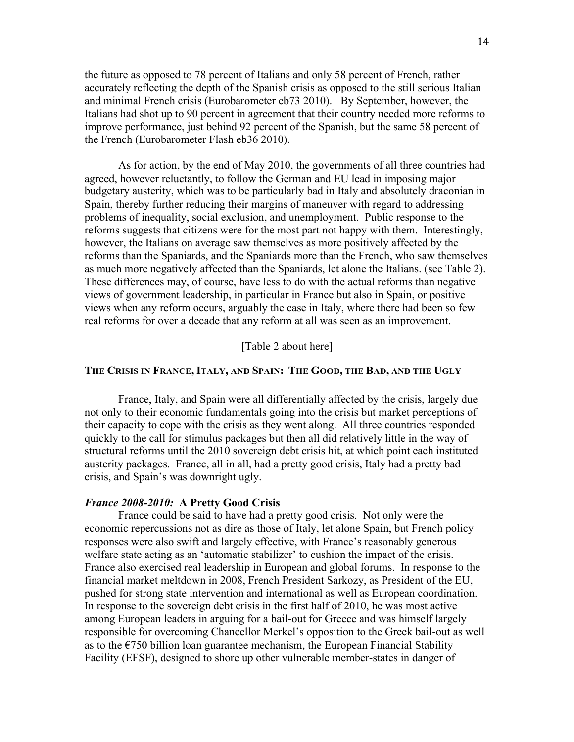the future as opposed to 78 percent of Italians and only 58 percent of French, rather accurately reflecting the depth of the Spanish crisis as opposed to the still serious Italian and minimal French crisis (Eurobarometer eb73 2010). By September, however, the Italians had shot up to 90 percent in agreement that their country needed more reforms to improve performance, just behind 92 percent of the Spanish, but the same 58 percent of the French (Eurobarometer Flash eb36 2010).

As for action, by the end of May 2010, the governments of all three countries had agreed, however reluctantly, to follow the German and EU lead in imposing major budgetary austerity, which was to be particularly bad in Italy and absolutely draconian in Spain, thereby further reducing their margins of maneuver with regard to addressing problems of inequality, social exclusion, and unemployment. Public response to the reforms suggests that citizens were for the most part not happy with them. Interestingly, however, the Italians on average saw themselves as more positively affected by the reforms than the Spaniards, and the Spaniards more than the French, who saw themselves as much more negatively affected than the Spaniards, let alone the Italians. (see Table 2). These differences may, of course, have less to do with the actual reforms than negative views of government leadership, in particular in France but also in Spain, or positive views when any reform occurs, arguably the case in Italy, where there had been so few real reforms for over a decade that any reform at all was seen as an improvement.

[Table 2 about here]

## THE CRISIS IN FRANCE, ITALY, AND SPAIN: THE GOOD, THE BAD, AND THE UGLY

France, Italy, and Spain were all differentially affected by the crisis, largely due not only to their economic fundamentals going into the crisis but market perceptions of their capacity to cope with the crisis as they went along. All three countries responded quickly to the call for stimulus packages but then all did relatively little in the way of structural reforms until the 2010 sovereign debt crisis hit, at which point each instituted austerity packages. France, all in all, had a pretty good crisis, Italy had a pretty bad crisis, and Spain's was downright ugly.

### *France 2008-2010:* A Pretty Good Crisis

France could be said to have had a pretty good crisis. Not only were the economic repercussions not as dire as those of Italy, let alone Spain, but French policy responses were also swift and largely effective, with France's reasonably generous welfare state acting as an 'automatic stabilizer' to cushion the impact of the crisis. France also exercised real leadership in European and global forums. In response to the financial market meltdown in 2008, French President Sarkozy, as President of the EU, pushed for strong state intervention and international as well as European coordination. In response to the sovereign debt crisis in the first half of 2010, he was most active among European leaders in arguing for a bail-out for Greece and was himself largely responsible for overcoming Chancellor Merkel's opposition to the Greek bail-out as well as to the €750 billion loan guarantee mechanism, the European Financial Stability Facility (EFSF), designed to shore up other vulnerable member-states in danger of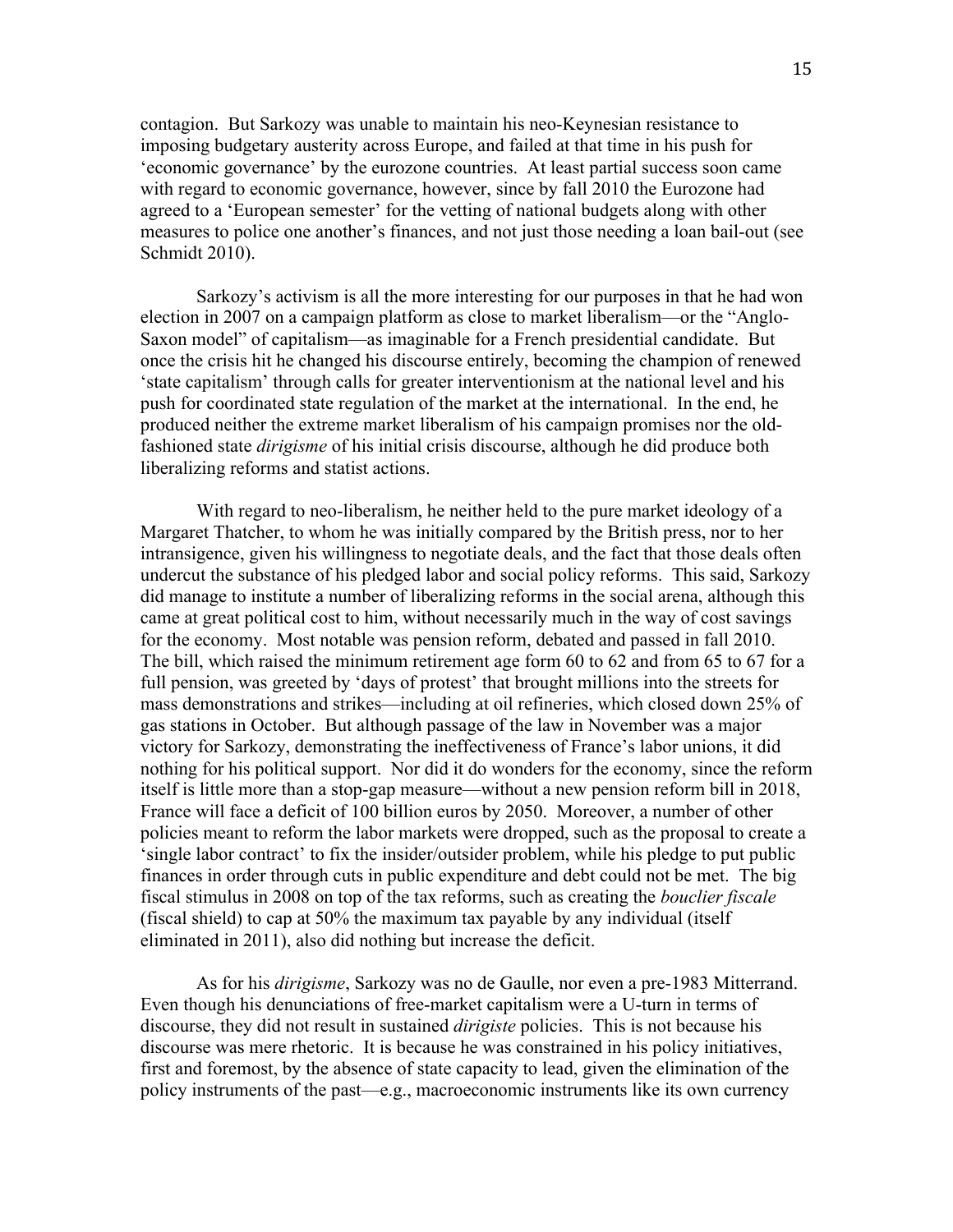contagion. But Sarkozy was unable to maintain his neo-Keynesian resistance to imposing budgetary austerity across Europe, and failed at that time in his push for 'economic governance' by the eurozone countries. At least partial success soon came with regard to economic governance, however, since by fall 2010 the Eurozone had agreed to a 'European semester' for the vetting of national budgets along with other measures to police one another's finances, and not just those needing a loan bail-out (see Schmidt 2010).

Sarkozy's activism is all the more interesting for our purposes in that he had won election in 2007 on a campaign platform as close to market liberalism—or the "Anglo-Saxon model" of capitalism—as imaginable for a French presidential candidate. But once the crisis hit he changed his discourse entirely, becoming the champion of renewed 'state capitalism' through calls for greater interventionism at the national level and his push for coordinated state regulation of the market at the international. In the end, he produced neither the extreme market liberalism of his campaign promises nor the old-fashioned state *dirigisme* of his initial crisis discourse, although he did produce both liberalizing reforms and statist actions.

With regard to neo-liberalism, he neither held to the pure market ideology of a Margaret Thatcher, to whom he was initially compared by the British press, nor to her intransigence, given his willingness to negotiate deals, and the fact that those deals often undercut the substance of his pledged labor and social policy reforms. This said, Sarkozy did manage to institute a number of liberalizing reforms in the social arena, although this came at great political cost to him, without necessarily much in the way of cost savings for the economy. Most notable was pension reform, debated and passed in fall 2010. The bill, which raised the minimum retirement age form 60 to 62 and from 65 to 67 for a full pension, was greeted by 'days of protest' that brought millions into the streets for mass demonstrations and strikes—including at oil refineries, which closed down 25% of gas stations in October. But although passage of the law in November was a major victory for Sarkozy, demonstrating the ineffectiveness of France's labor unions, it did nothing for his political support. Nor did it do wonders for the economy, since the reform itself is little more than a stop-gap measure—without a new pension reform bill in 2018, France will face a deficit of 100 billion euros by 2050. Moreover, a number of other policies meant to reform the labor markets were dropped, such as the proposal to create a 'single labor contract' to fix the insider/outsider problem, while his pledge to put public finances in order through cuts in public expenditure and debt could not be met. The big fiscal stimulus in 2008 on top of the tax reforms, such as creating the *bouclier fiscale* (fiscal shield) to cap at 50% the maximum tax payable by any individual (itself eliminated in 2011), also did nothing but increase the deficit.

As for his *dirigisme*, Sarkozy was no de Gaulle, nor even a pre-1983 Mitterrand. Even though his denunciations of free-market capitalism were a U-turn in terms of discourse, they did not result in sustained *dirigiste* policies. This is not because his discourse was mere rhetoric. It is because he was constrained in his policy initiatives, first and foremost, by the absence of state capacity to lead, given the elimination of the policy instruments of the past—e.g., macroeconomic instruments like its own currency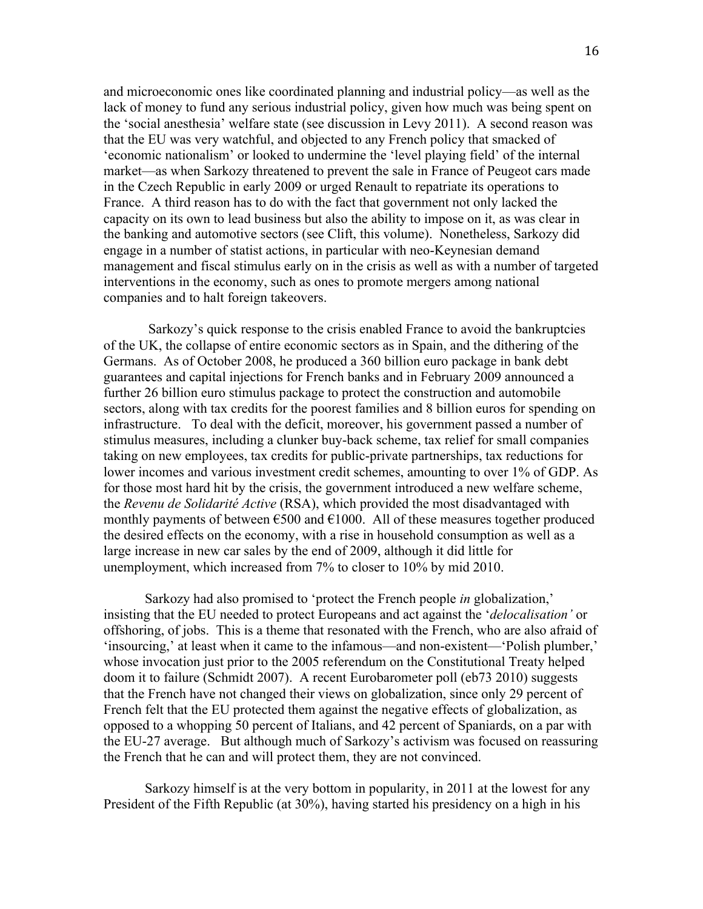and microeconomic ones like coordinated planning and industrial policy—as well as the lack of money to fund any serious industrial policy, given how much was being spent on the 'social anesthesia' welfare state (see discussion in Levy 2011). A second reason was that the EU was very watchful, and objected to any French policy that smacked of 'economic nationalism' or looked to undermine the 'level playing field' of the internal market—as when Sarkozy threatened to prevent the sale in France of Peugeot cars made in the Czech Republic in early 2009 or urged Renault to repatriate its operations to France. A third reason has to do with the fact that government not only lacked the capacity on its own to lead business but also the ability to impose on it, as was clear in the banking and automotive sectors (see Clift, this volume). Nonetheless, Sarkozy did engage in a number of statist actions, in particular with neo-Keynesian demand management and fiscal stimulus early on in the crisis as well as with a number of targeted interventions in the economy, such as ones to promote mergers among national companies and to halt foreign takeovers.

Sarkozy's quick response to the crisis enabled France to avoid the bankruptcies of the UK, the collapse of entire economic sectors as in Spain, and the dithering of the Germans. As of October 2008, he produced a 360 billion euro package in bank debt guarantees and capital injections for French banks and in February 2009 announced a further 26 billion euro stimulus package to protect the construction and automobile sectors, along with tax credits for the poorest families and 8 billion euros for spending on infrastructure. To deal with the deficit, moreover, his government passed a number of stimulus measures, including a clunker buy-back scheme, tax relief for small companies taking on new employees, tax credits for public-private partnerships, tax reductions for lower incomes and various investment credit schemes, amounting to over 1% of GDP. As for those most hard hit by the crisis, the government introduced a new welfare scheme, the *Revenu de Solidarité Active* (RSA), which provided the most disadvantaged with monthly payments of between €500 and €1000. All of these measures together produced the desired effects on the economy, with a rise in household consumption as well as a large increase in new car sales by the end of 2009, although it did little for unemployment, which increased from 7% to closer to 10% by mid 2010.

Sarkozy had also promised to 'protect the French people *in* globalization,' insisting that the EU needed to protect Europeans and act against the '*delocalisation'* or offshoring, of jobs. This is a theme that resonated with the French, who are also afraid of 'insourcing,' at least when it came to the infamous—and non-existent—'Polish plumber,' whose invocation just prior to the 2005 referendum on the Constitutional Treaty helped doom it to failure (Schmidt 2007). A recent Eurobarometer poll (eb73 2010) suggests that the French have not changed their views on globalization, since only 29 percent of French felt that the EU protected them against the negative effects of globalization, as opposed to a whopping 50 percent of Italians, and 42 percent of Spaniards, on a par with the EU-27 average. But although much of Sarkozy's activism was focused on reassuring the French that he can and will protect them, they are not convinced.

Sarkozy himself is at the very bottom in popularity, in 2011 at the lowest for any President of the Fifth Republic (at 30%), having started his presidency on a high in his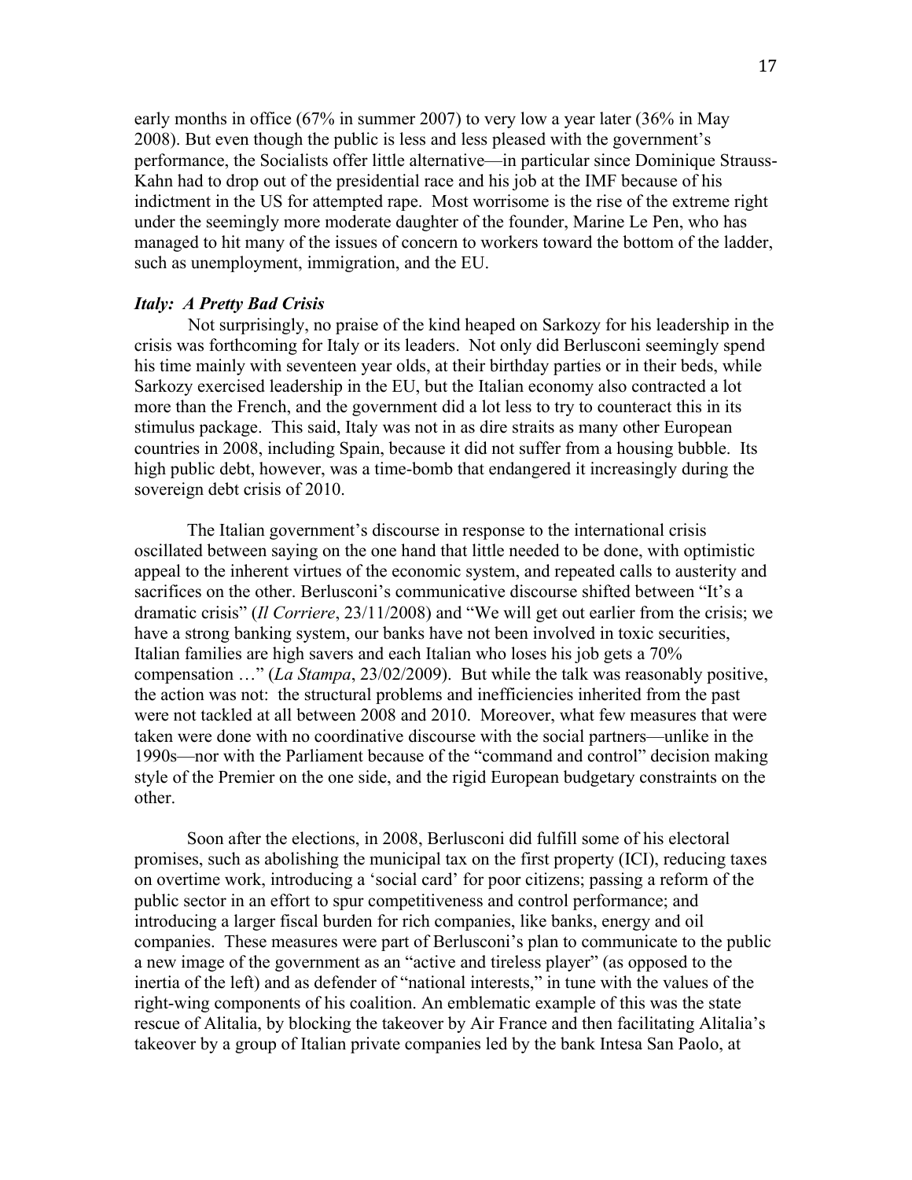early months in office (67% in summer 2007) to very low a year later (36% in May 2008). But even though the public is less and less pleased with the government's performance, the Socialists offer little alternative—in particular since Dominique Strauss-Kahn had to drop out of the presidential race and his job at the IMF because of his indictment in the US for attempted rape. Most worrisome is the rise of the extreme right under the seemingly more moderate daughter of the founder, Marine Le Pen, who has managed to hit many of the issues of concern to workers toward the bottom of the ladder, such as unemployment, immigration, and the EU.

### *Italy: A Pretty Bad Crisis*

Not surprisingly, no praise of the kind heaped on Sarkozy for his leadership in the crisis was forthcoming for Italy or its leaders. Not only did Berlusconi seemingly spend his time mainly with seventeen year olds, at their birthday parties or in their beds, while Sarkozy exercised leadership in the EU, but the Italian economy also contracted a lot more than the French, and the government did a lot less to try to counteract this in its stimulus package. This said, Italy was not in as dire straits as many other European countries in 2008, including Spain, because it did not suffer from a housing bubble. Its high public debt, however, was a time-bomb that endangered it increasingly during the sovereign debt crisis of 2010.

The Italian government's discourse in response to the international crisis oscillated between saying on the one hand that little needed to be done, with optimistic appeal to the inherent virtues of the economic system, and repeated calls to austerity and sacrifices on the other. Berlusconi's communicative discourse shifted between "It's a dramatic crisis" (*Il Corriere*, 23/11/2008) and "We will get out earlier from the crisis; we have a strong banking system, our banks have not been involved in toxic securities, Italian families are high savers and each Italian who loses his job gets a 70% compensation …" (*La Stampa*, 23/02/2009). But while the talk was reasonably positive, the action was not: the structural problems and inefficiencies inherited from the past were not tackled at all between 2008 and 2010. Moreover, what few measures that were taken were done with no coordinative discourse with the social partners—unlike in the 1990s—nor with the Parliament because of the "command and control" decision making style of the Premier on the one side, and the rigid European budgetary constraints on the other.

Soon after the elections, in 2008, Berlusconi did fulfill some of his electoral promises, such as abolishing the municipal tax on the first property (ICI), reducing taxes on overtime work, introducing a 'social card' for poor citizens; passing a reform of the public sector in an effort to spur competitiveness and control performance; and introducing a larger fiscal burden for rich companies, like banks, energy and oil companies. These measures were part of Berlusconi's plan to communicate to the public a new image of the government as an "active and tireless player" (as opposed to the inertia of the left) and as defender of "national interests," in tune with the values of the right-wing components of his coalition. An emblematic example of this was the state rescue of Alitalia, by blocking the takeover by Air France and then facilitating Alitalia's takeover by a group of Italian private companies led by the bank Intesa San Paolo, at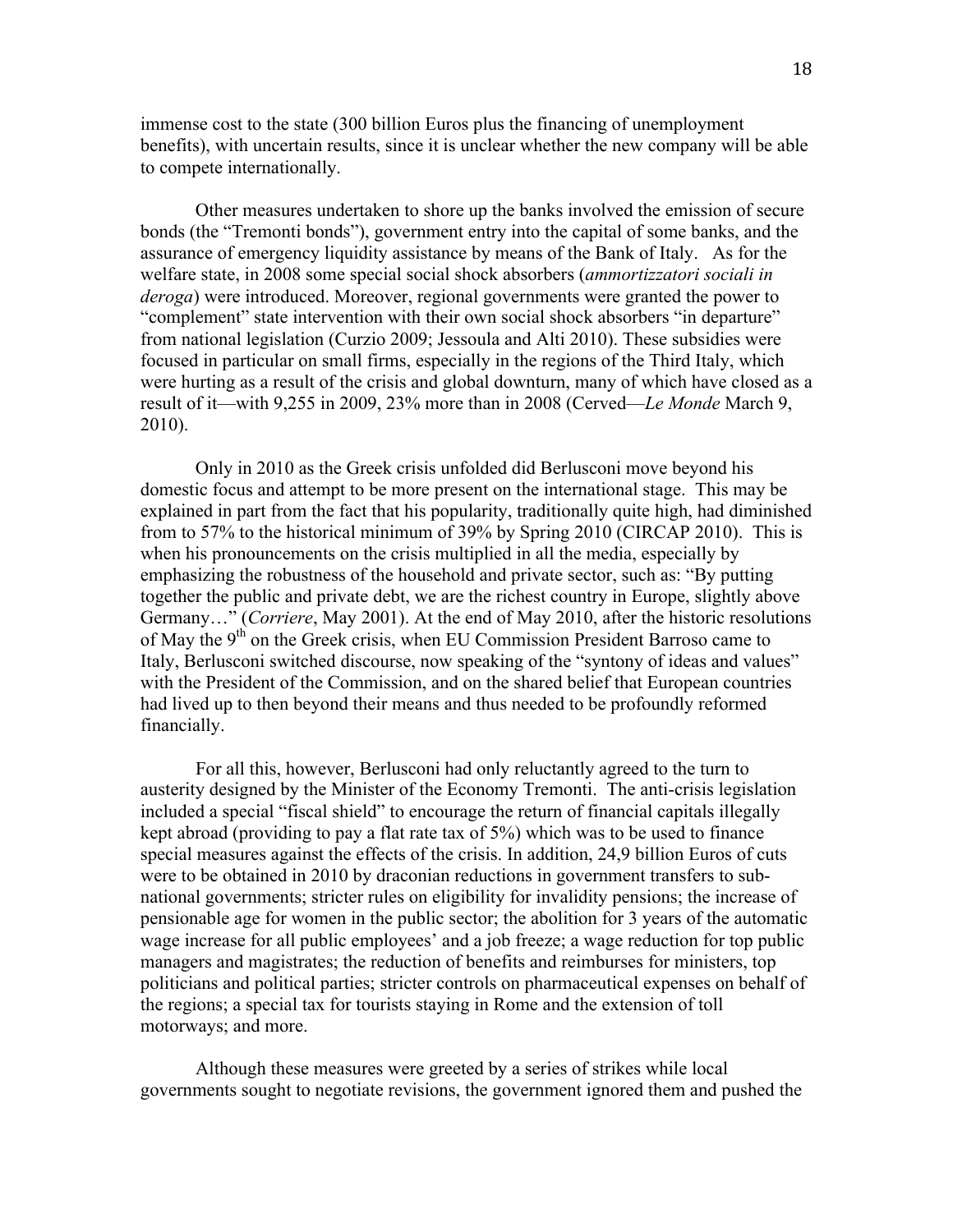immense cost to the state (300 billion Euros plus the financing of unemployment benefits), with uncertain results, since it is unclear whether the new company will be able to compete internationally.

Other measures undertaken to shore up the banks involved the emission of secure bonds (the "Tremonti bonds"), government entry into the capital of some banks, and the assurance of emergency liquidity assistance by means of the Bank of Italy. As for the welfare state, in 2008 some special social shock absorbers (*ammortizzatori sociali in deroga*) were introduced. Moreover, regional governments were granted the power to "complement" state intervention with their own social shock absorbers "in departure" from national legislation (Curzio 2009; Jessoula and Alti 2010). These subsidies were focused in particular on small firms, especially in the regions of the Third Italy, which were hurting as a result of the crisis and global downturn, many of which have closed as a result of it—with 9,255 in 2009, 23% more than in 2008 (Cerved—*Le Monde* March 9, 2010).

Only in 2010 as the Greek crisis unfolded did Berlusconi move beyond his domestic focus and attempt to be more present on the international stage. This may be explained in part from the fact that his popularity, traditionally quite high, had diminished from to 57% to the historical minimum of 39% by Spring 2010 (CIRCAP 2010). This is when his pronouncements on the crisis multiplied in all the media, especially by emphasizing the robustness of the household and private sector, such as: "By putting together the public and private debt, we are the richest country in Europe, slightly above Germany…" (*Corriere*, May 2001). At the end of May 2010, after the historic resolutions of May the 9th on the Greek crisis, when EU Commission President Barroso came to Italy, Berlusconi switched discourse, now speaking of the "syntony of ideas and values" with the President of the Commission, and on the shared belief that European countries had lived up to then beyond their means and thus needed to be profoundly reformed financially.

For all this, however, Berlusconi had only reluctantly agreed to the turn to austerity designed by the Minister of the Economy Tremonti. The anti-crisis legislation included a special "fiscal shield" to encourage the return of financial capitals illegally kept abroad (providing to pay a flat rate tax of 5%) which was to be used to finance special measures against the effects of the crisis. In addition, 24,9 billion Euros of cuts were to be obtained in 2010 by draconian reductions in government transfers to sub-national governments; stricter rules on eligibility for invalidity pensions; the increase of pensionable age for women in the public sector; the abolition for 3 years of the automatic wage increase for all public employees' and a job freeze; a wage reduction for top public managers and magistrates; the reduction of benefits and reimburses for ministers, top politicians and political parties; stricter controls on pharmaceutical expenses on behalf of the regions; a special tax for tourists staying in Rome and the extension of toll motorways; and more.

Although these measures were greeted by a series of strikes while local governments sought to negotiate revisions, the government ignored them and pushed the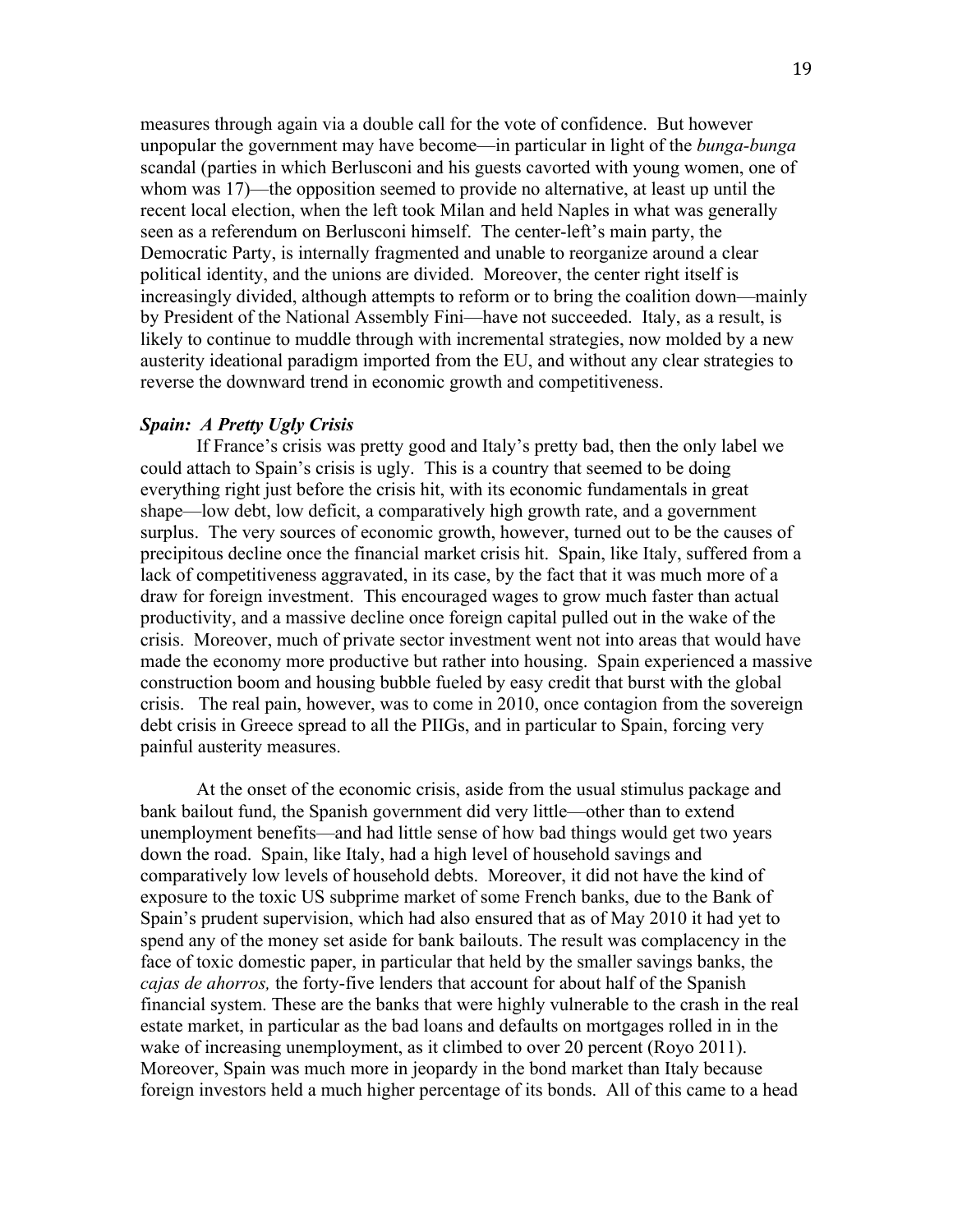measures through again via a double call for the vote of confidence. But however unpopular the government may have become—in particular in light of the *bunga-bunga* scandal (parties in which Berlusconi and his guests cavorted with young women, one of whom was 17)—the opposition seemed to provide no alternative, at least up until the recent local election, when the left took Milan and held Naples in what was generally seen as a referendum on Berlusconi himself. The center-left's main party, the Democratic Party, is internally fragmented and unable to reorganize around a clear political identity, and the unions are divided. Moreover, the center right itself is increasingly divided, although attempts to reform or to bring the coalition down—mainly by President of the National Assembly Fini—have not succeeded. Italy, as a result, is likely to continue to muddle through with incremental strategies, now molded by a new austerity ideational paradigm imported from the EU, and without any clear strategies to reverse the downward trend in economic growth and competitiveness.

***Spain: A Pretty Ugly Crisis***

If France's crisis was pretty good and Italy's pretty bad, then the only label we could attach to Spain's crisis is ugly. This is a country that seemed to be doing everything right just before the crisis hit, with its economic fundamentals in great shape—low debt, low deficit, a comparatively high growth rate, and a government surplus. The very sources of economic growth, however, turned out to be the causes of precipitous decline once the financial market crisis hit. Spain, like Italy, suffered from a lack of competitiveness aggravated, in its case, by the fact that it was much more of a draw for foreign investment. This encouraged wages to grow much faster than actual productivity, and a massive decline once foreign capital pulled out in the wake of the crisis. Moreover, much of private sector investment went not into areas that would have made the economy more productive but rather into housing. Spain experienced a massive construction boom and housing bubble fueled by easy credit that burst with the global crisis. The real pain, however, was to come in 2010, once contagion from the sovereign debt crisis in Greece spread to all the PIIGs, and in particular to Spain, forcing very painful austerity measures.

At the onset of the economic crisis, aside from the usual stimulus package and bank bailout fund, the Spanish government did very little—other than to extend unemployment benefits—and had little sense of how bad things would get two years down the road. Spain, like Italy, had a high level of household savings and comparatively low levels of household debts. Moreover, it did not have the kind of exposure to the toxic US subprime market of some French banks, due to the Bank of Spain's prudent supervision, which had also ensured that as of May 2010 it had yet to spend any of the money set aside for bank bailouts. The result was complacency in the face of toxic domestic paper, in particular that held by the smaller savings banks, the *cajas de ahorros,* the forty-five lenders that account for about half of the Spanish financial system. These are the banks that were highly vulnerable to the crash in the real estate market, in particular as the bad loans and defaults on mortgages rolled in in the wake of increasing unemployment, as it climbed to over 20 percent (Royo 2011). Moreover, Spain was much more in jeopardy in the bond market than Italy because foreign investors held a much higher percentage of its bonds. All of this came to a head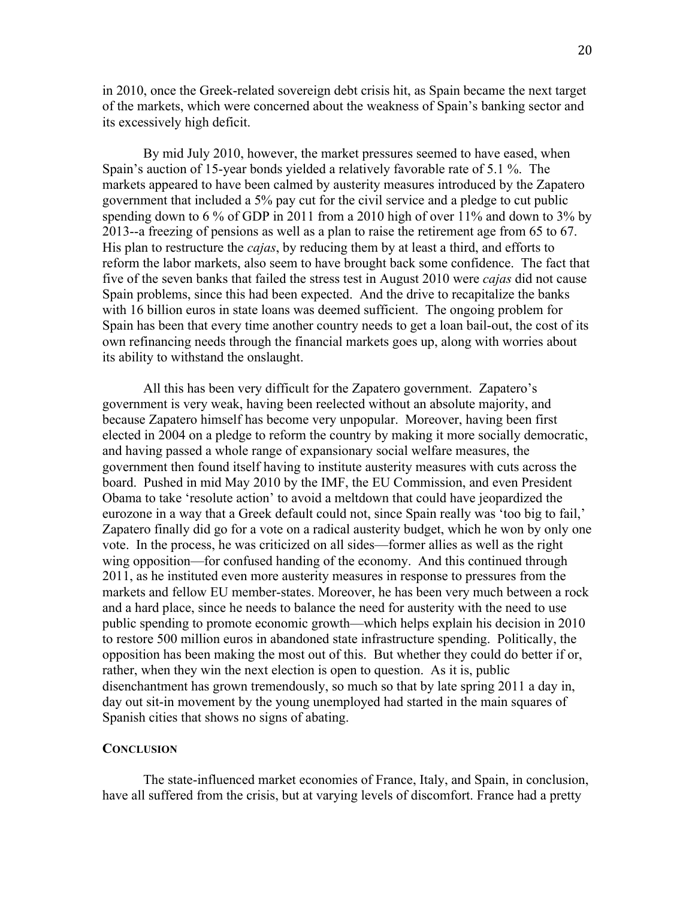in 2010, once the Greek-related sovereign debt crisis hit, as Spain became the next target of the markets, which were concerned about the weakness of Spain's banking sector and its excessively high deficit.

By mid July 2010, however, the market pressures seemed to have eased, when Spain's auction of 15-year bonds yielded a relatively favorable rate of 5.1 %. The markets appeared to have been calmed by austerity measures introduced by the Zapatero government that included a 5% pay cut for the civil service and a pledge to cut public spending down to 6 % of GDP in 2011 from a 2010 high of over 11% and down to 3% by 2013--a freezing of pensions as well as a plan to raise the retirement age from 65 to 67. His plan to restructure the *cajas*, by reducing them by at least a third, and efforts to reform the labor markets, also seem to have brought back some confidence. The fact that five of the seven banks that failed the stress test in August 2010 were *cajas* did not cause Spain problems, since this had been expected. And the drive to recapitalize the banks with 16 billion euros in state loans was deemed sufficient. The ongoing problem for Spain has been that every time another country needs to get a loan bail-out, the cost of its own refinancing needs through the financial markets goes up, along with worries about its ability to withstand the onslaught.

All this has been very difficult for the Zapatero government. Zapatero's government is very weak, having been reelected without an absolute majority, and because Zapatero himself has become very unpopular. Moreover, having been first elected in 2004 on a pledge to reform the country by making it more socially democratic, and having passed a whole range of expansionary social welfare measures, the government then found itself having to institute austerity measures with cuts across the board. Pushed in mid May 2010 by the IMF, the EU Commission, and even President Obama to take 'resolute action' to avoid a meltdown that could have jeopardized the eurozone in a way that a Greek default could not, since Spain really was 'too big to fail,' Zapatero finally did go for a vote on a radical austerity budget, which he won by only one vote. In the process, he was criticized on all sides—former allies as well as the right wing opposition—for confused handing of the economy. And this continued through 2011, as he instituted even more austerity measures in response to pressures from the markets and fellow EU member-states. Moreover, he has been very much between a rock and a hard place, since he needs to balance the need for austerity with the need to use public spending to promote economic growth—which helps explain his decision in 2010 to restore 500 million euros in abandoned state infrastructure spending. Politically, the opposition has been making the most out of this. But whether they could do better if or, rather, when they win the next election is open to question. As it is, public disenchantment has grown tremendously, so much so that by late spring 2011 a day in, day out sit-in movement by the young unemployed had started in the main squares of Spanish cities that shows no signs of abating.

## CONCLUSION

The state-influenced market economies of France, Italy, and Spain, in conclusion, have all suffered from the crisis, but at varying levels of discomfort. France had a pretty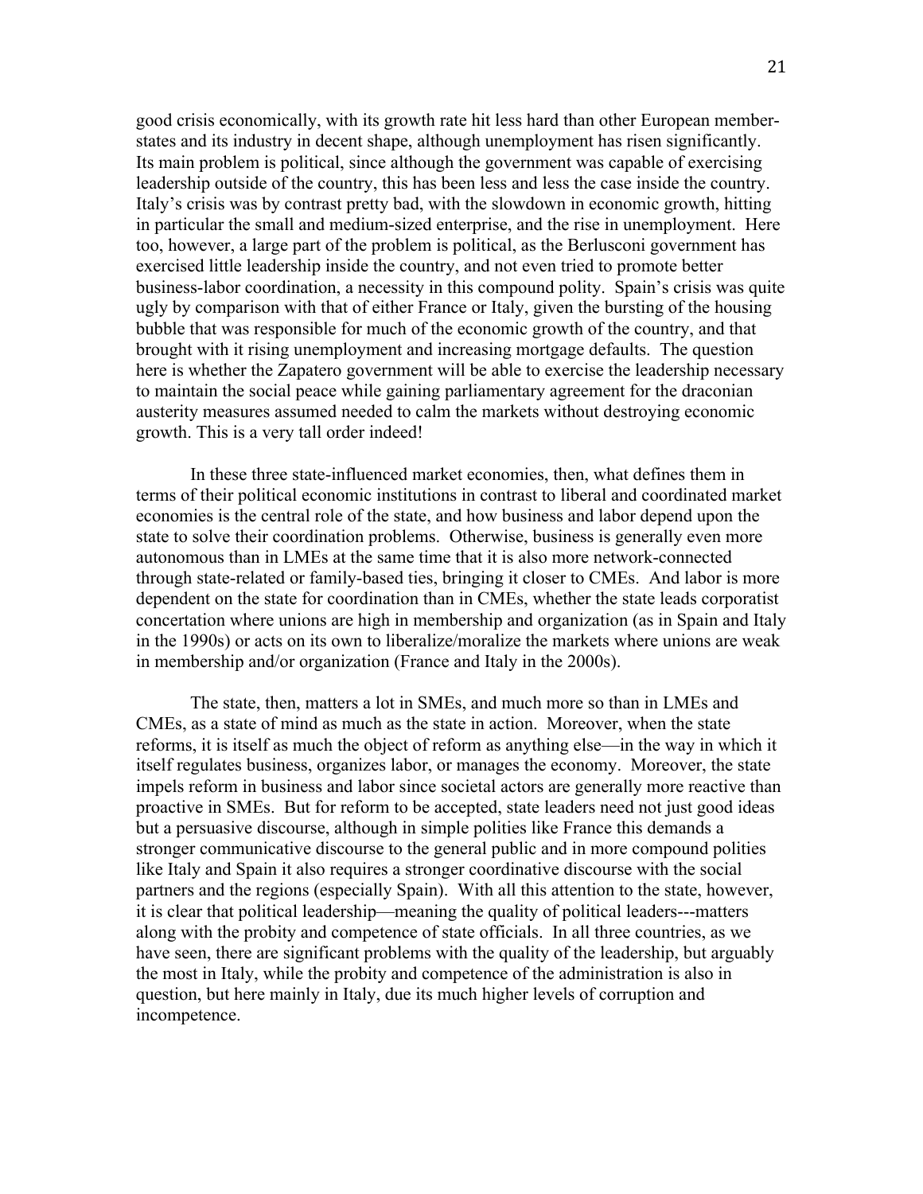good crisis economically, with its growth rate hit less hard than other European member-states and its industry in decent shape, although unemployment has risen significantly. Its main problem is political, since although the government was capable of exercising leadership outside of the country, this has been less and less the case inside the country. Italy's crisis was by contrast pretty bad, with the slowdown in economic growth, hitting in particular the small and medium-sized enterprise, and the rise in unemployment. Here too, however, a large part of the problem is political, as the Berlusconi government has exercised little leadership inside the country, and not even tried to promote better business-labor coordination, a necessity in this compound polity. Spain's crisis was quite ugly by comparison with that of either France or Italy, given the bursting of the housing bubble that was responsible for much of the economic growth of the country, and that brought with it rising unemployment and increasing mortgage defaults. The question here is whether the Zapatero government will be able to exercise the leadership necessary to maintain the social peace while gaining parliamentary agreement for the draconian austerity measures assumed needed to calm the markets without destroying economic growth. This is a very tall order indeed!

In these three state-influenced market economies, then, what defines them in terms of their political economic institutions in contrast to liberal and coordinated market economies is the central role of the state, and how business and labor depend upon the state to solve their coordination problems. Otherwise, business is generally even more autonomous than in LMEs at the same time that it is also more network-connected through state-related or family-based ties, bringing it closer to CMEs. And labor is more dependent on the state for coordination than in CMEs, whether the state leads corporatist concertation where unions are high in membership and organization (as in Spain and Italy in the 1990s) or acts on its own to liberalize/moralize the markets where unions are weak in membership and/or organization (France and Italy in the 2000s).

The state, then, matters a lot in SMEs, and much more so than in LMEs and CMEs, as a state of mind as much as the state in action. Moreover, when the state reforms, it is itself as much the object of reform as anything else—in the way in which it itself regulates business, organizes labor, or manages the economy. Moreover, the state impels reform in business and labor since societal actors are generally more reactive than proactive in SMEs. But for reform to be accepted, state leaders need not just good ideas but a persuasive discourse, although in simple polities like France this demands a stronger communicative discourse to the general public and in more compound polities like Italy and Spain it also requires a stronger coordinative discourse with the social partners and the regions (especially Spain). With all this attention to the state, however, it is clear that political leadership—meaning the quality of political leaders---matters along with the probity and competence of state officials. In all three countries, as we have seen, there are significant problems with the quality of the leadership, but arguably the most in Italy, while the probity and competence of the administration is also in question, but here mainly in Italy, due its much higher levels of corruption and incompetence.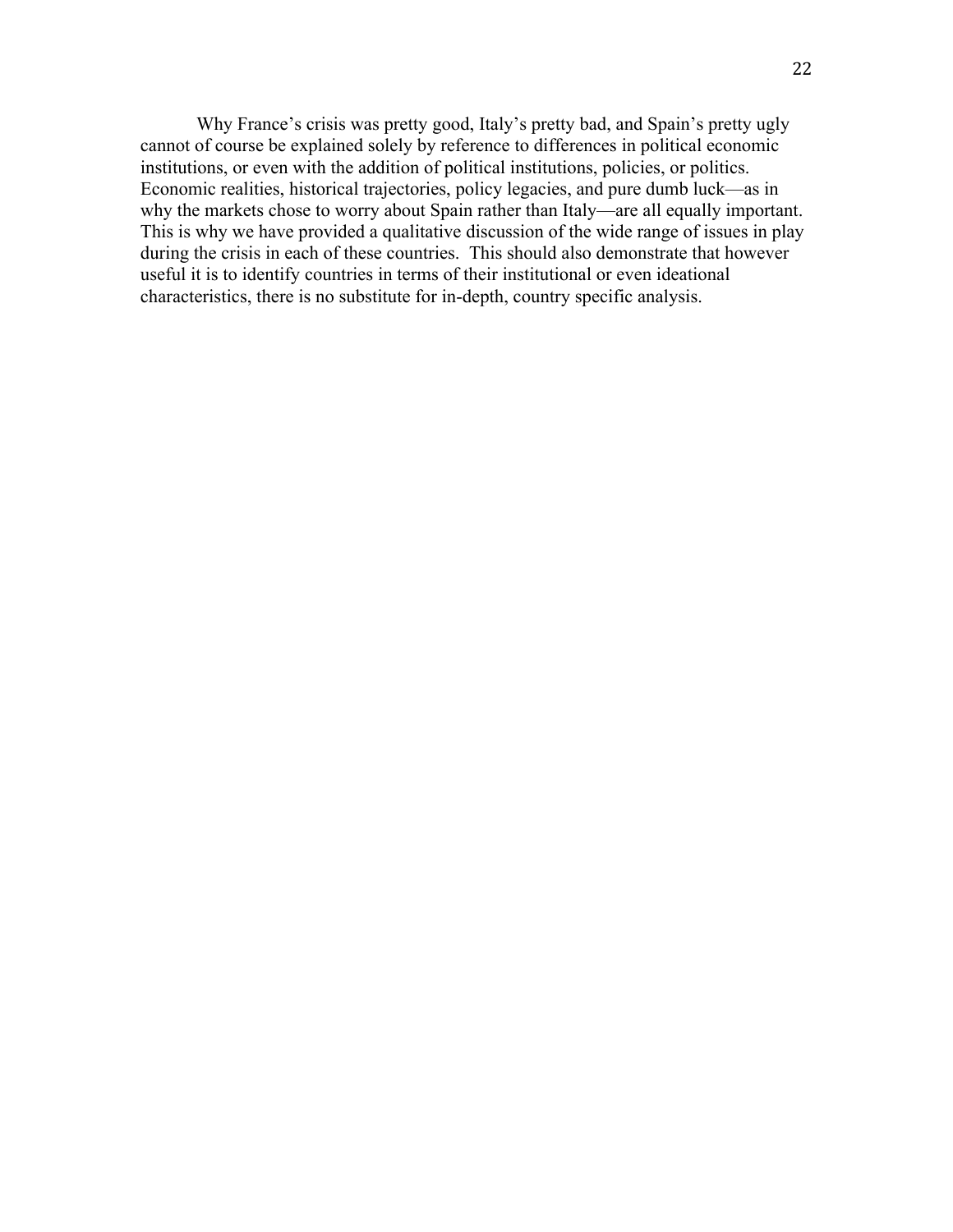Why France's crisis was pretty good, Italy's pretty bad, and Spain's pretty ugly cannot of course be explained solely by reference to differences in political economic institutions, or even with the addition of political institutions, policies, or politics. Economic realities, historical trajectories, policy legacies, and pure dumb luck—as in why the markets chose to worry about Spain rather than Italy—are all equally important. This is why we have provided a qualitative discussion of the wide range of issues in play during the crisis in each of these countries. This should also demonstrate that however useful it is to identify countries in terms of their institutional or even ideational characteristics, there is no substitute for in-depth, country specific analysis.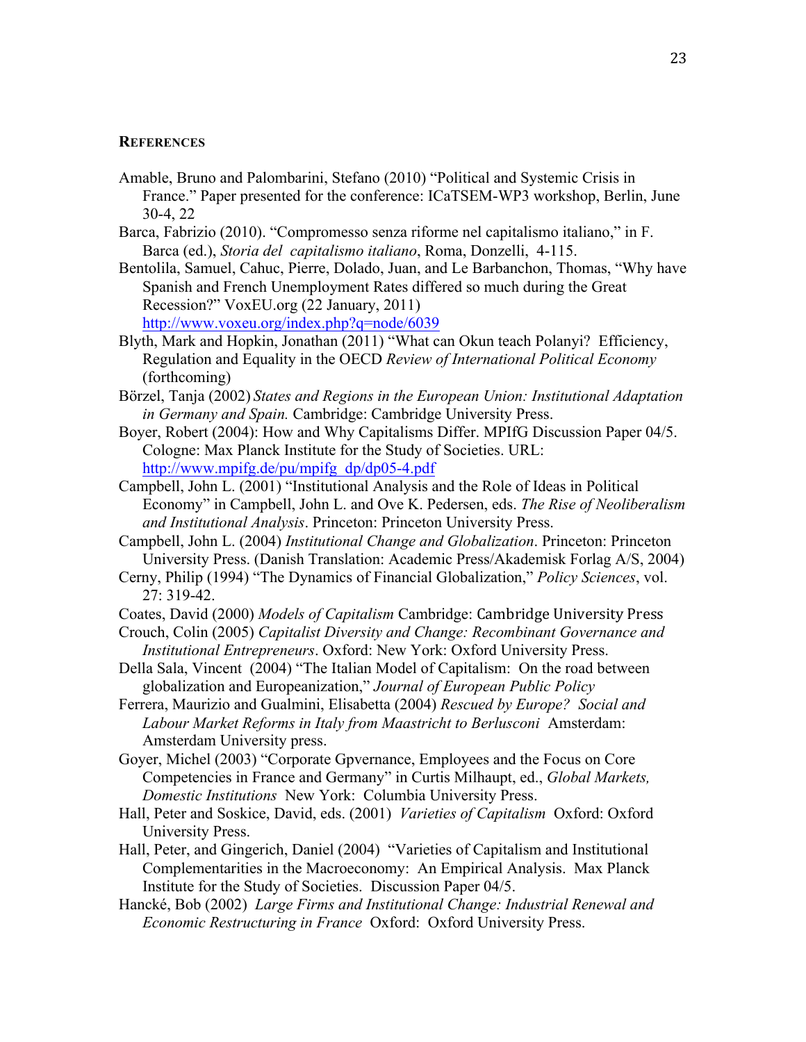## REFERENCES

Amable, Bruno and Palombarini, Stefano (2010) "Political and Systemic Crisis in France." Paper presented for the conference: ICaTSEM-WP3 workshop, Berlin, June 30-4, 22

Barca, Fabrizio (2010). "Compromesso senza riforme nel capitalismo italiano," in F. Barca (ed.), *Storia del capitalismo italiano*, Roma, Donzelli, 4-115.

Bentolila, Samuel, Cahuc, Pierre, Dolado, Juan, and Le Barbanchon, Thomas, "Why have Spanish and French Unemployment Rates differed so much during the Great Recession?" VoxEU.org (22 January, 2011) http://www.voxeu.org/index.php?q=node/6039

Blyth, Mark and Hopkin, Jonathan (2011) "What can Okun teach Polanyi? Efficiency, Regulation and Equality in the OECD *Review of International Political Economy* (forthcoming)

Börzel, Tanja (2002) *States and Regions in the European Union: Institutional Adaptation in Germany and Spain.* Cambridge: Cambridge University Press.

Boyer, Robert (2004): How and Why Capitalisms Differ. MPIfG Discussion Paper 04/5. Cologne: Max Planck Institute for the Study of Societies. URL: http://www.mpifg.de/pu/mpifg_dp/dp05-4.pdf

Campbell, John L. (2001) "Institutional Analysis and the Role of Ideas in Political Economy" in Campbell, John L. and Ove K. Pedersen, eds. *The Rise of Neoliberalism and Institutional Analysis*. Princeton: Princeton University Press.

Campbell, John L. (2004) *Institutional Change and Globalization*. Princeton: Princeton University Press. (Danish Translation: Academic Press/Akademisk Forlag A/S, 2004)

Cerny, Philip (1994) "The Dynamics of Financial Globalization," *Policy Sciences*, vol. 27: 319-42.

Coates, David (2000) *Models of Capitalism* Cambridge: Cambridge University Press

Crouch, Colin (2005) *Capitalist Diversity and Change: Recombinant Governance and Institutional Entrepreneurs*. Oxford: New York: Oxford University Press.

Della Sala, Vincent (2004) "The Italian Model of Capitalism: On the road between globalization and Europeanization," *Journal of European Public Policy*

Ferrera, Maurizio and Gualmini, Elisabetta (2004) *Rescued by Europe? Social and Labour Market Reforms in Italy from Maastricht to Berlusconi* Amsterdam: Amsterdam University press.

Goyer, Michel (2003) "Corporate Gpvernance, Employees and the Focus on Core Competencies in France and Germany" in Curtis Milhaupt, ed., *Global Markets, Domestic Institutions* New York: Columbia University Press.

Hall, Peter and Soskice, David, eds. (2001) *Varieties of Capitalism* Oxford: Oxford University Press.

Hall, Peter, and Gingerich, Daniel (2004) "Varieties of Capitalism and Institutional Complementarities in the Macroeconomy: An Empirical Analysis. Max Planck Institute for the Study of Societies. Discussion Paper 04/5.

Hancké, Bob (2002) *Large Firms and Institutional Change: Industrial Renewal and Economic Restructuring in France* Oxford: Oxford University Press.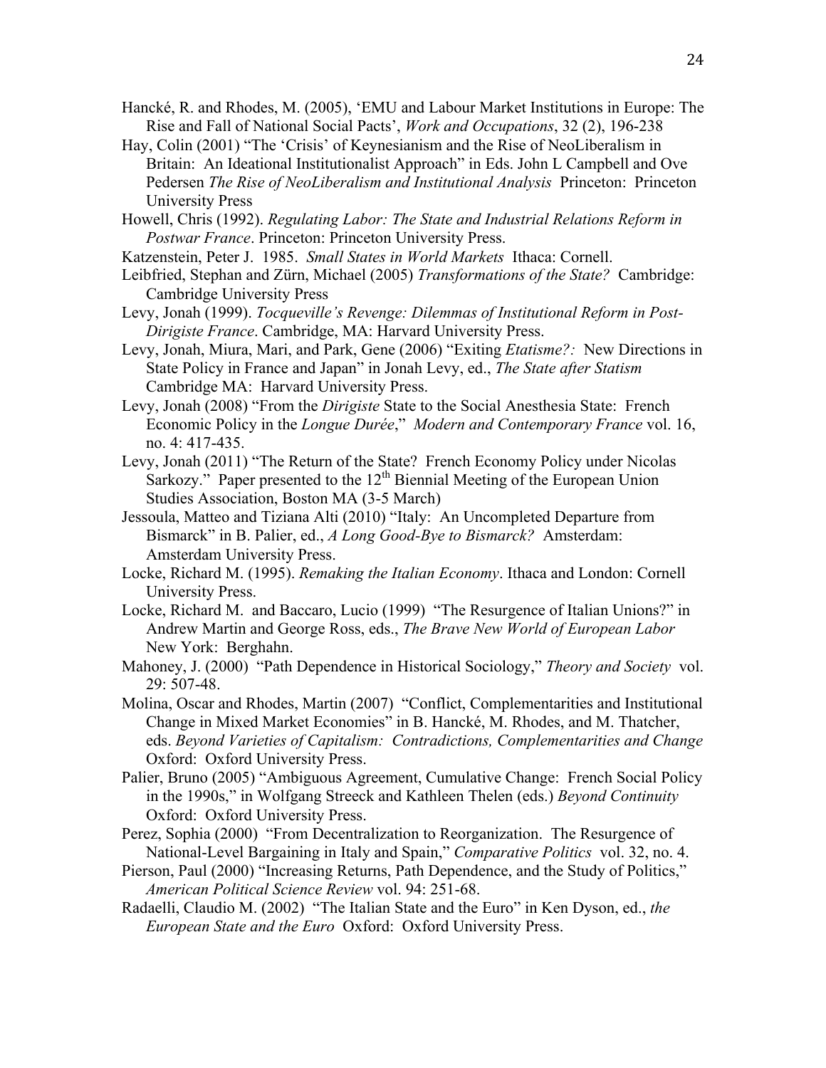Hancké, R. and Rhodes, M. (2005), 'EMU and Labour Market Institutions in Europe: The Rise and Fall of National Social Pacts', *Work and Occupations*, 32 (2), 196-238

Hay, Colin (2001) "The 'Crisis' of Keynesianism and the Rise of NeoLiberalism in Britain: An Ideational Institutionalist Approach" in Eds. John L Campbell and Ove Pedersen *The Rise of NeoLiberalism and Institutional Analysis* Princeton: Princeton University Press

Howell, Chris (1992). *Regulating Labor: The State and Industrial Relations Reform in Postwar France*. Princeton: Princeton University Press.

Katzenstein, Peter J. 1985. *Small States in World Markets* Ithaca: Cornell.

Leibfried, Stephan and Zürn, Michael (2005) *Transformations of the State?* Cambridge: Cambridge University Press

Levy, Jonah (1999). *Tocqueville's Revenge: Dilemmas of Institutional Reform in Post-Dirigiste France*. Cambridge, MA: Harvard University Press.

Levy, Jonah, Miura, Mari, and Park, Gene (2006) "Exiting *Etatisme?:* New Directions in State Policy in France and Japan" in Jonah Levy, ed., *The State after Statism* Cambridge MA: Harvard University Press.

Levy, Jonah (2008) "From the *Dirigiste* State to the Social Anesthesia State: French Economic Policy in the *Longue Durée*," *Modern and Contemporary France* vol. 16, no. 4: 417-435.

Levy, Jonah (2011) "The Return of the State? French Economy Policy under Nicolas Sarkozy." Paper presented to the 12th Biennial Meeting of the European Union Studies Association, Boston MA (3-5 March)

Jessoula, Matteo and Tiziana Alti (2010) "Italy: An Uncompleted Departure from Bismarck" in B. Palier, ed., *A Long Good-Bye to Bismarck?* Amsterdam: Amsterdam University Press.

Locke, Richard M. (1995). *Remaking the Italian Economy*. Ithaca and London: Cornell University Press.

Locke, Richard M. and Baccaro, Lucio (1999) "The Resurgence of Italian Unions?" in Andrew Martin and George Ross, eds., *The Brave New World of European Labor* New York: Berghahn.

Mahoney, J. (2000) "Path Dependence in Historical Sociology," *Theory and Society* vol. 29: 507-48.

Molina, Oscar and Rhodes, Martin (2007) "Conflict, Complementarities and Institutional Change in Mixed Market Economies" in B. Hancké, M. Rhodes, and M. Thatcher, eds. *Beyond Varieties of Capitalism: Contradictions, Complementarities and Change* Oxford: Oxford University Press.

Palier, Bruno (2005) "Ambiguous Agreement, Cumulative Change: French Social Policy in the 1990s," in Wolfgang Streeck and Kathleen Thelen (eds.) *Beyond Continuity* Oxford: Oxford University Press.

Perez, Sophia (2000) "From Decentralization to Reorganization. The Resurgence of National-Level Bargaining in Italy and Spain," *Comparative Politics* vol. 32, no. 4.

Pierson, Paul (2000) "Increasing Returns, Path Dependence, and the Study of Politics," *American Political Science Review* vol. 94: 251-68.

Radaelli, Claudio M. (2002) "The Italian State and the Euro" in Ken Dyson, ed., *the European State and the Euro* Oxford: Oxford University Press.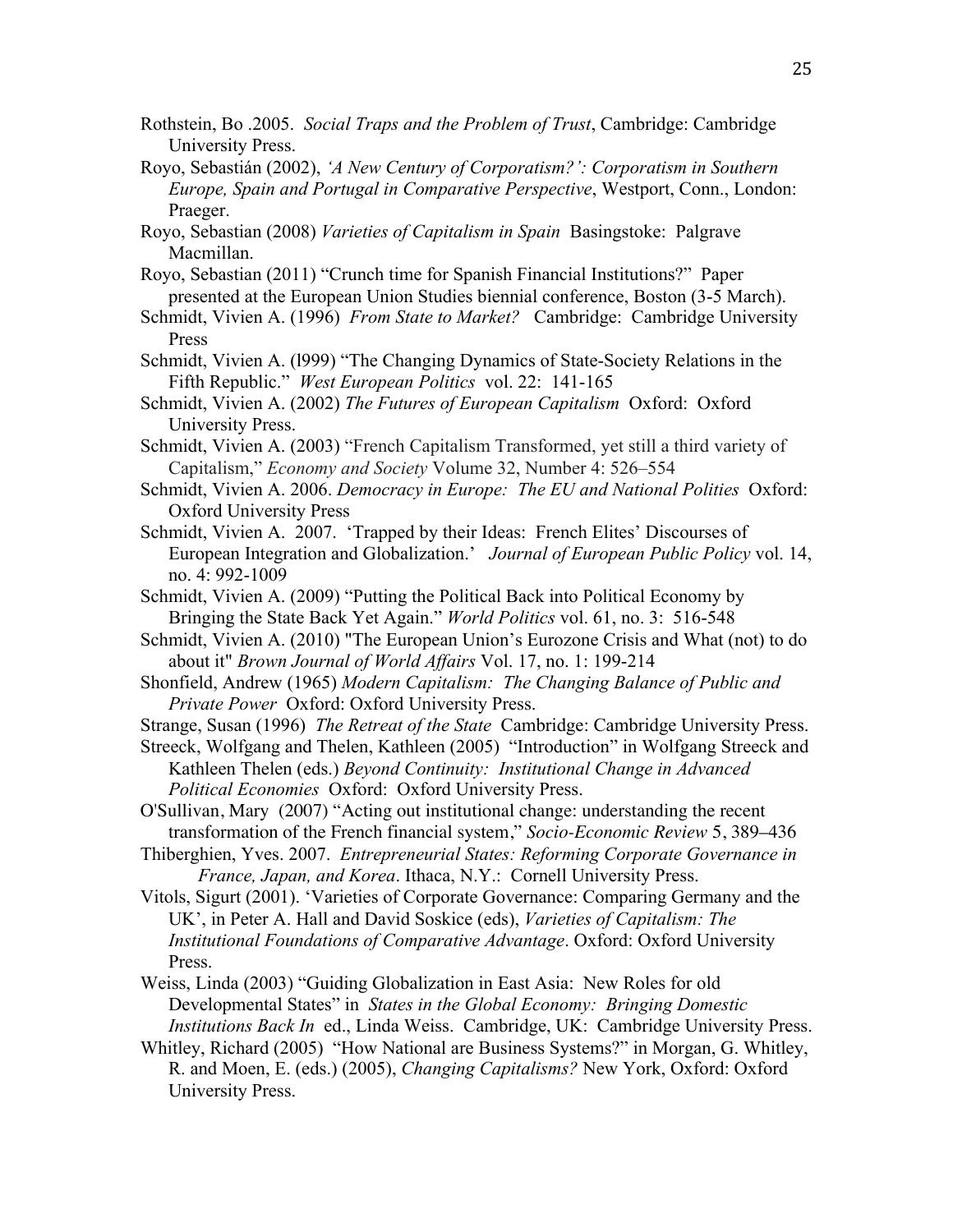Rothstein, Bo .2005. *Social Traps and the Problem of Trust*, Cambridge: Cambridge University Press.

Royo, Sebastián (2002), *'A New Century of Corporatism?': Corporatism in Southern Europe, Spain and Portugal in Comparative Perspective*, Westport, Conn., London: Praeger.

Royo, Sebastian (2008) *Varieties of Capitalism in Spain* Basingstoke: Palgrave Macmillan.

Royo, Sebastian (2011) "Crunch time for Spanish Financial Institutions?" Paper presented at the European Union Studies biennial conference, Boston (3-5 March).

Schmidt, Vivien A. (1996) *From State to Market?* Cambridge: Cambridge University Press

Schmidt, Vivien A. (l999) "The Changing Dynamics of State-Society Relations in the Fifth Republic." *West European Politics* vol. 22: 141-165

Schmidt, Vivien A. (2002) *The Futures of European Capitalism* Oxford: Oxford University Press.

Schmidt, Vivien A. (2003) "French Capitalism Transformed, yet still a third variety of Capitalism," *Economy and Society* Volume 32, Number 4: 526–554

Schmidt, Vivien A. 2006. *Democracy in Europe: The EU and National Polities* Oxford: Oxford University Press

Schmidt, Vivien A. 2007. 'Trapped by their Ideas: French Elites' Discourses of European Integration and Globalization.' *Journal of European Public Policy* vol. 14, no. 4: 992-1009

Schmidt, Vivien A. (2009) "Putting the Political Back into Political Economy by Bringing the State Back Yet Again." *World Politics* vol. 61, no. 3: 516-548

Schmidt, Vivien A. (2010) "The European Union's Eurozone Crisis and What (not) to do about it" *Brown Journal of World Affairs* Vol. 17, no. 1: 199-214

Shonfield, Andrew (1965) *Modern Capitalism: The Changing Balance of Public and Private Power* Oxford: Oxford University Press.

Strange, Susan (1996) *The Retreat of the State* Cambridge: Cambridge University Press.

Streeck, Wolfgang and Thelen, Kathleen (2005) "Introduction" in Wolfgang Streeck and Kathleen Thelen (eds.) *Beyond Continuity: Institutional Change in Advanced Political Economies* Oxford: Oxford University Press.

O'Sullivan, Mary (2007) "Acting out institutional change: understanding the recent transformation of the French financial system," *Socio-Economic Review* 5, 389–436

Thiberghien, Yves. 2007. *Entrepreneurial States: Reforming Corporate Governance in France, Japan, and Korea*. Ithaca, N.Y.: Cornell University Press.

Vitols, Sigurt (2001). 'Varieties of Corporate Governance: Comparing Germany and the UK', in Peter A. Hall and David Soskice (eds), *Varieties of Capitalism: The Institutional Foundations of Comparative Advantage*. Oxford: Oxford University Press.

Weiss, Linda (2003) "Guiding Globalization in East Asia: New Roles for old Developmental States" in *States in the Global Economy: Bringing Domestic Institutions Back In* ed., Linda Weiss. Cambridge, UK: Cambridge University Press.

Whitley, Richard (2005) "How National are Business Systems?" in Morgan, G. Whitley, R. and Moen, E. (eds.) (2005), *Changing Capitalisms?* New York, Oxford: Oxford University Press.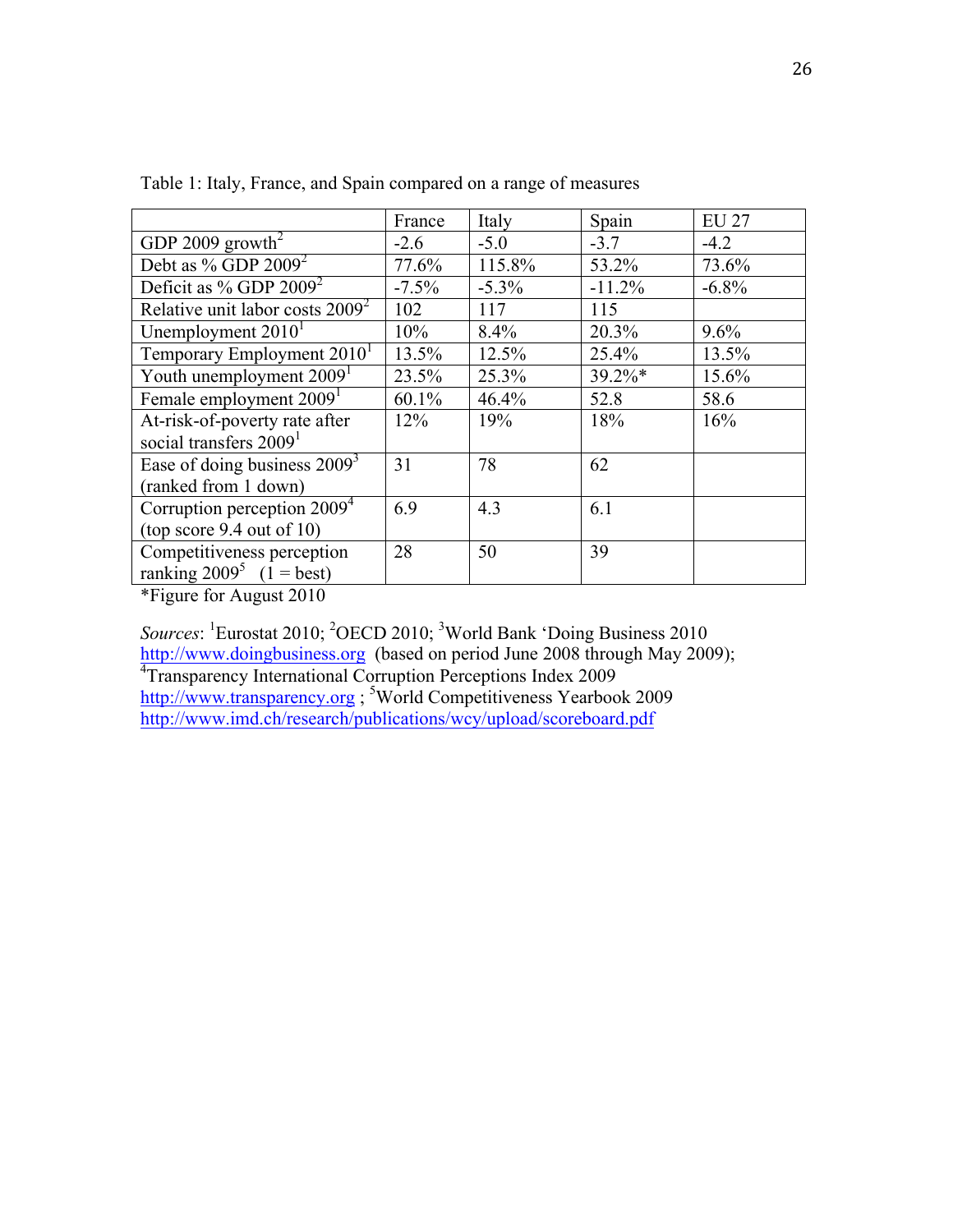Table 1: Italy, France, and Spain compared on a range of measures

| | France | Italy | Spain | EU 27 |
|---|---|---|---|---|
| GDP 2009 growth[2] | -2.6 | -5.0 | -3.7 | -4.2 |
| Debt as % GDP 2009[2] | 77.6% | 115.8% | 53.2% | 73.6% |
| Deficit as % GDP 2009[2] | -7.5% | -5.3% | -11.2% | -6.8% |
| Relative unit labor costs 2009[2] | 102 | 117 | 115 | |
| Unemployment 2010[1] | 10% | 8.4% | 20.3% | 9.6% |
| Temporary Employment 2010[1] | 13.5% | 12.5% | 25.4% | 13.5% |
| Youth unemployment 2009[1] | 23.5% | 25.3% | 39.2%* | 15.6% |
| Female employment 2009[1] | 60.1% | 46.4% | 52.8 | 58.6 |
| At-risk-of-poverty rate after social transfers 2009[1] | 12% | 19% | 18% | 16% |
| Ease of doing business 2009[3] (ranked from 1 down) | 31 | 78 | 62 | |
| Corruption perception 2009[4] (top score 9.4 out of 10) | 6.9 | 4.3 | 6.1 | |
| Competitiveness perception ranking 2009[5] (1 = best) | 28 | 50 | 39 | |

*Figure for August 2010

*Sources*: [1]Eurostat 2010; [2]OECD 2010; [3]World Bank 'Doing Business 2010 http://www.doingbusiness.org (based on period June 2008 through May 2009); [4]Transparency International Corruption Perceptions Index 2009 http://www.transparency.org ; [5]World Competitiveness Yearbook 2009 http://www.imd.ch/research/publications/wcy/upload/scoreboard.pdf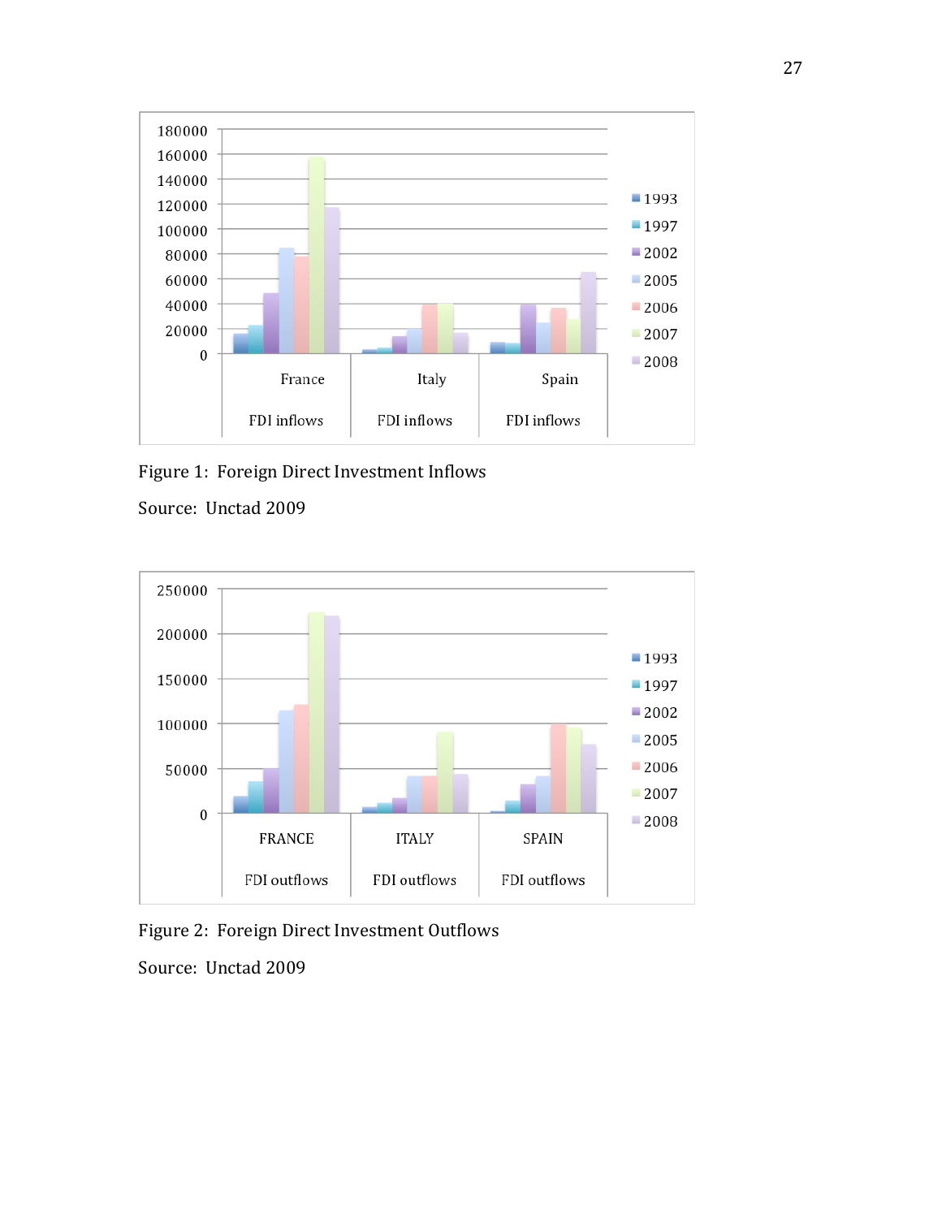Figure 1: Foreign Direct Investment Inflows

Source: Unctad 2009

Figure 2: Foreign Direct Investment Outflows

Source: Unctad 2009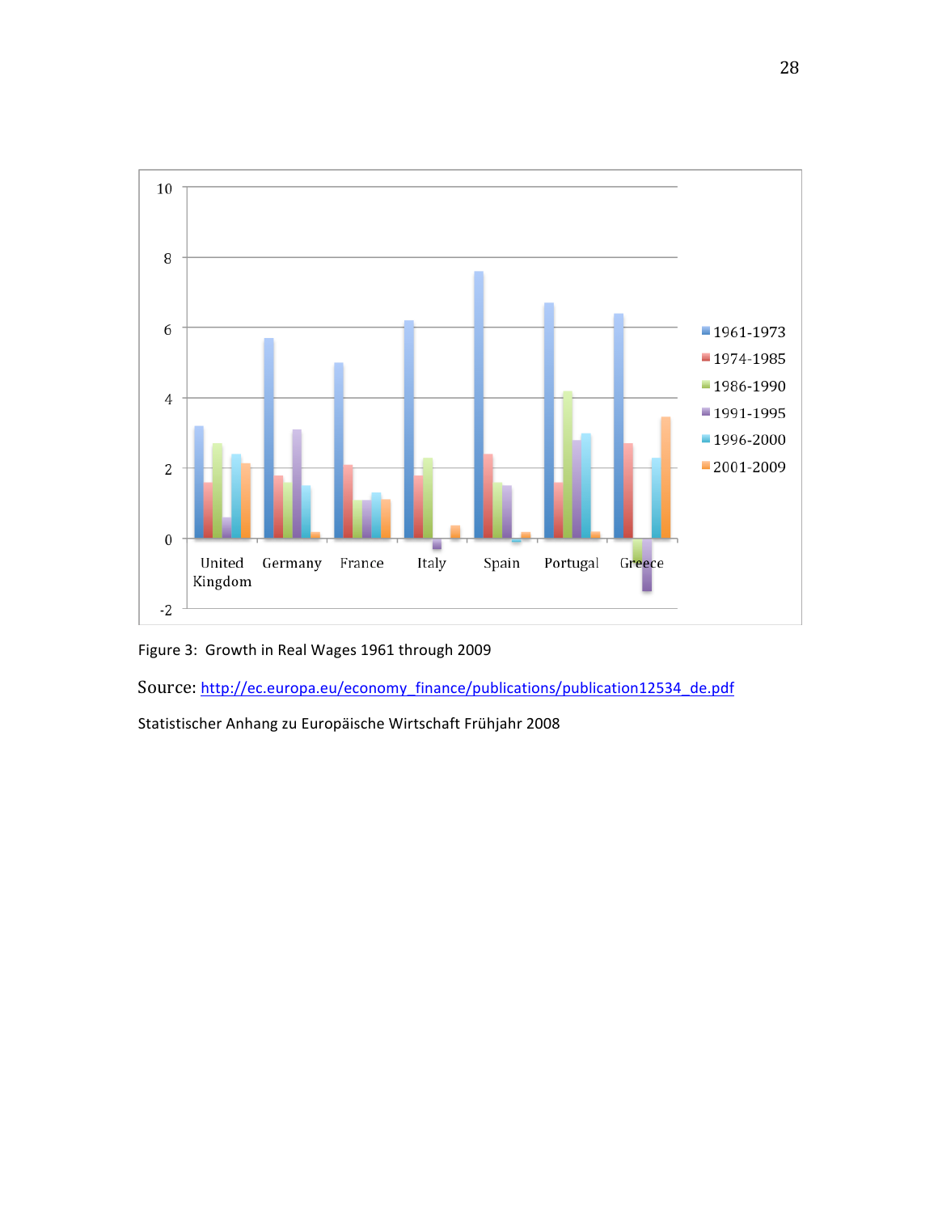Figure 3: Growth in Real Wages 1961 through 2009

Source: http://ec.europa.eu/economy_finance/publications/publication12534_de.pdf

Statistischer Anhang zu Europäische Wirtschaft Frühjahr 2008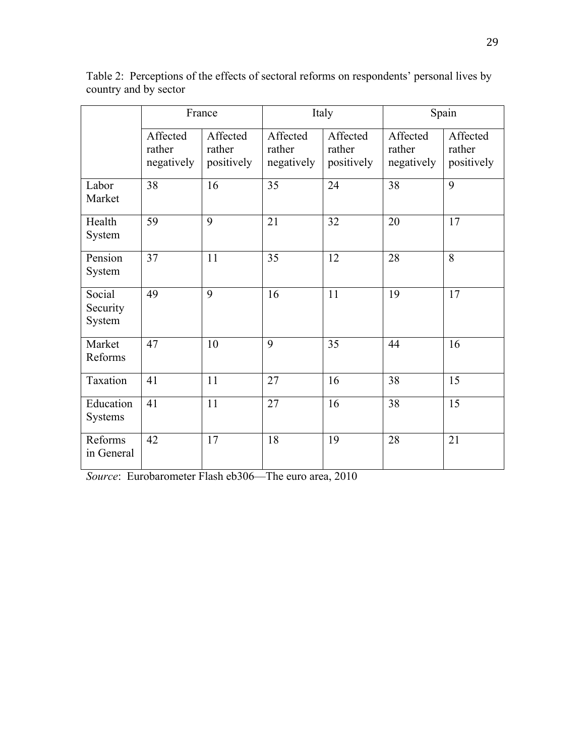Table 2: Perceptions of the effects of sectoral reforms on respondents' personal lives by country and by sector

| | France | | Italy | | Spain | |
|---|---|---|---|---|---|---|
| | Affected rather negatively | Affected rather positively | Affected rather negatively | Affected rather positively | Affected rather negatively | Affected rather positively |
| Labor Market | 38 | 16 | 35 | 24 | 38 | 9 |
| Health System | 59 | 9 | 21 | 32 | 20 | 17 |
| Pension System | 37 | 11 | 35 | 12 | 28 | 8 |
| Social Security System | 49 | 9 | 16 | 11 | 19 | 17 |
| Market Reforms | 47 | 10 | 9 | 35 | 44 | 16 |
| Taxation | 41 | 11 | 27 | 16 | 38 | 15 |
| Education Systems | 41 | 11 | 27 | 16 | 38 | 15 |
| Reforms in General | 42 | 17 | 18 | 19 | 28 | 21 |

*Source*: Eurobarometer Flash eb306—The euro area, 2010